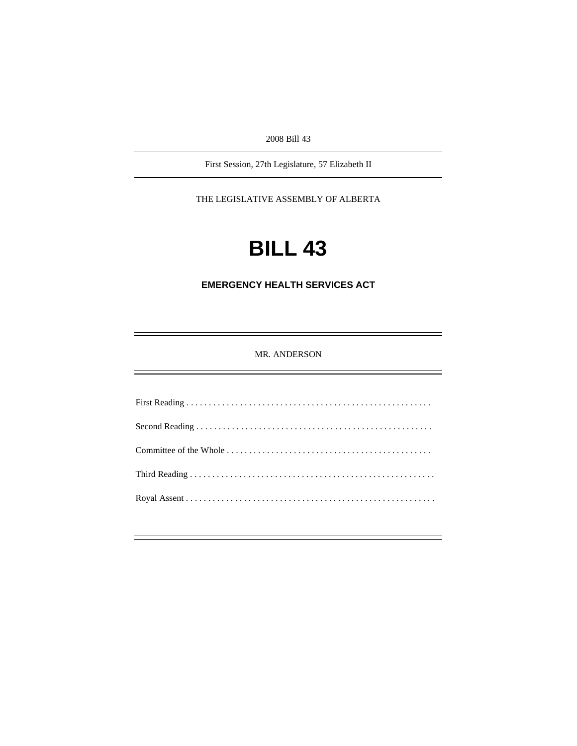2008 Bill 43

First Session, 27th Legislature, 57 Elizabeth II

THE LEGISLATIVE ASSEMBLY OF ALBERTA

# BILL 43

## EMERGENCY HEALTH SERVICES ACT

MR. ANDERSON

First Reading . . . . . . . . . . . . . . . . . . . . . . . . . . . . . . . . . . . . . . . . . . . . . . . . . . . . . .

Second Reading . . . . . . . . . . . . . . . . . . . . . . . . . . . . . . . . . . . . . . . . . . . . . . . . . . . .

Committee of the Whole . . . . . . . . . . . . . . . . . . . . . . . . . . . . . . . . . . . . . . . . . . . . .

Third Reading . . . . . . . . . . . . . . . . . . . . . . . . . . . . . . . . . . . . . . . . . . . . . . . . . . . . . . .

Royal Assent . . . . . . . . . . . . . . . . . . . . . . . . . . . . . . . . . . . . . . . . . . . . . . . . . . . . . . .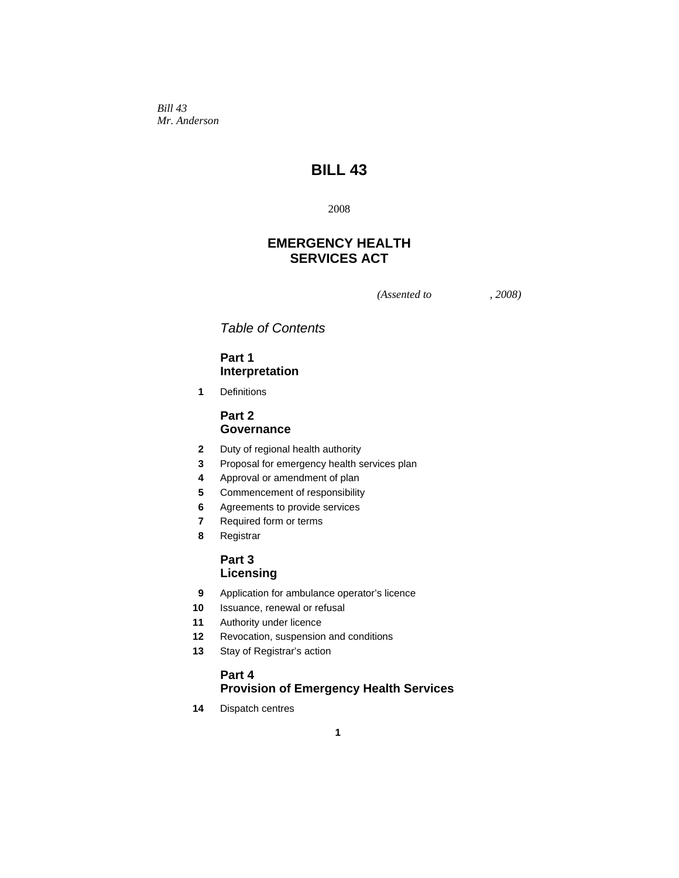*Bill 43*
*Mr. Anderson*

# BILL 43

2008

## EMERGENCY HEALTH SERVICES ACT

*(Assented to , 2008)*

*Table of Contents*

**Part 1**
**Interpretation**

**1** Definitions

**Part 2**
**Governance**

**2** Duty of regional health authority
**3** Proposal for emergency health services plan
**4** Approval or amendment of plan
**5** Commencement of responsibility
**6** Agreements to provide services
**7** Required form or terms
**8** Registrar

**Part 3**
**Licensing**

**9** Application for ambulance operator's licence
**10** Issuance, renewal or refusal
**11** Authority under licence
**12** Revocation, suspension and conditions
**13** Stay of Registrar's action

**Part 4**
**Provision of Emergency Health Services**

**14** Dispatch centres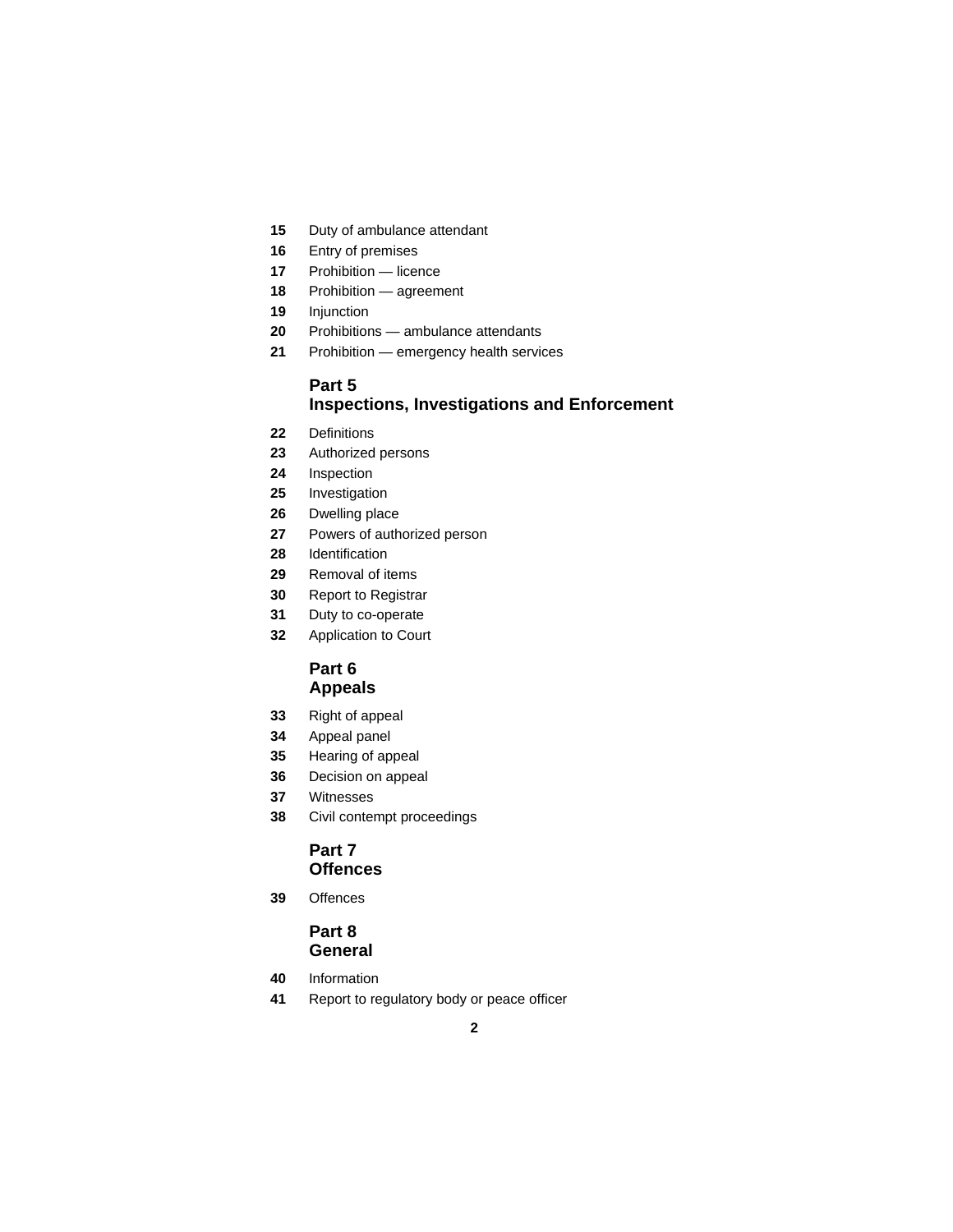**15** Duty of ambulance attendant

**16** Entry of premises

**17** Prohibition — licence

**18** Prohibition — agreement

**19** Injunction

**20** Prohibitions — ambulance attendants

**21** Prohibition — emergency health services

## Part 5
## Inspections, Investigations and Enforcement

**22** Definitions

**23** Authorized persons

**24** Inspection

**25** Investigation

**26** Dwelling place

**27** Powers of authorized person

**28** Identification

**29** Removal of items

**30** Report to Registrar

**31** Duty to co-operate

**32** Application to Court

## Part 6
## Appeals

**33** Right of appeal

**34** Appeal panel

**35** Hearing of appeal

**36** Decision on appeal

**37** Witnesses

**38** Civil contempt proceedings

## Part 7
## Offences

**39** Offences

## Part 8
## General

**40** Information

**41** Report to regulatory body or peace officer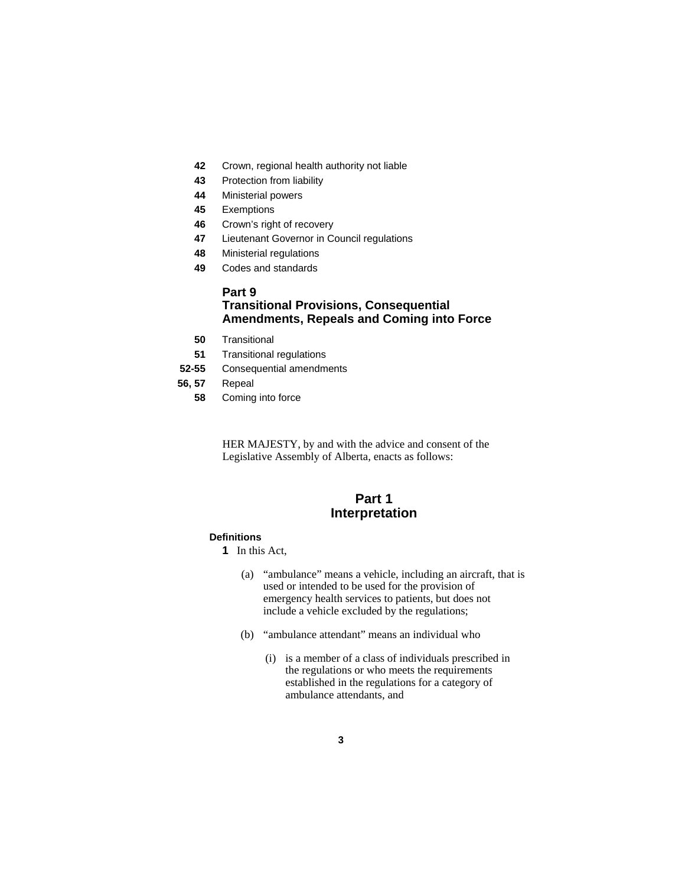**42** Crown, regional health authority not liable
**43** Protection from liability
**44** Ministerial powers
**45** Exemptions
**46** Crown's right of recovery
**47** Lieutenant Governor in Council regulations
**48** Ministerial regulations
**49** Codes and standards

### Part 9
### Transitional Provisions, Consequential Amendments, Repeals and Coming into Force

**50** Transitional
**51** Transitional regulations
**52-55** Consequential amendments
**56, 57** Repeal
**58** Coming into force

HER MAJESTY, by and with the advice and consent of the Legislative Assembly of Alberta, enacts as follows:

## Part 1
## Interpretation

**Definitions**

**1** In this Act,

(a) "ambulance" means a vehicle, including an aircraft, that is used or intended to be used for the provision of emergency health services to patients, but does not include a vehicle excluded by the regulations;

(b) "ambulance attendant" means an individual who

(i) is a member of a class of individuals prescribed in the regulations or who meets the requirements established in the regulations for a category of ambulance attendants, and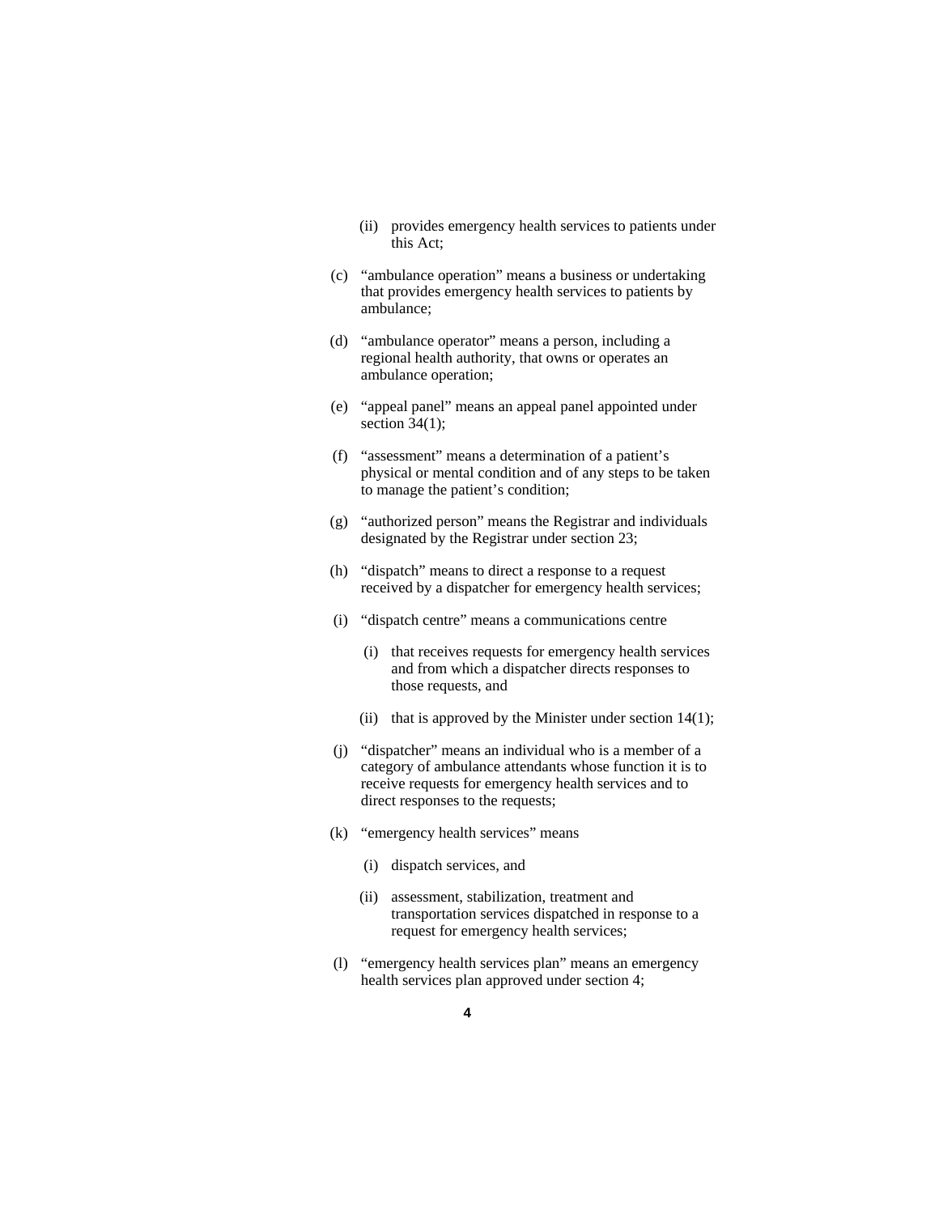(ii) provides emergency health services to patients under this Act;

(c) “ambulance operation” means a business or undertaking that provides emergency health services to patients by ambulance;

(d) “ambulance operator” means a person, including a regional health authority, that owns or operates an ambulance operation;

(e) “appeal panel” means an appeal panel appointed under section 34(1);

(f) “assessment” means a determination of a patient’s physical or mental condition and of any steps to be taken to manage the patient’s condition;

(g) “authorized person” means the Registrar and individuals designated by the Registrar under section 23;

(h) “dispatch” means to direct a response to a request received by a dispatcher for emergency health services;

(i) “dispatch centre” means a communications centre

 (i) that receives requests for emergency health services and from which a dispatcher directs responses to those requests, and

 (ii) that is approved by the Minister under section 14(1);

(j) “dispatcher” means an individual who is a member of a category of ambulance attendants whose function it is to receive requests for emergency health services and to direct responses to the requests;

(k) “emergency health services” means

 (i) dispatch services, and

 (ii) assessment, stabilization, treatment and transportation services dispatched in response to a request for emergency health services;

(l) “emergency health services plan” means an emergency health services plan approved under section 4;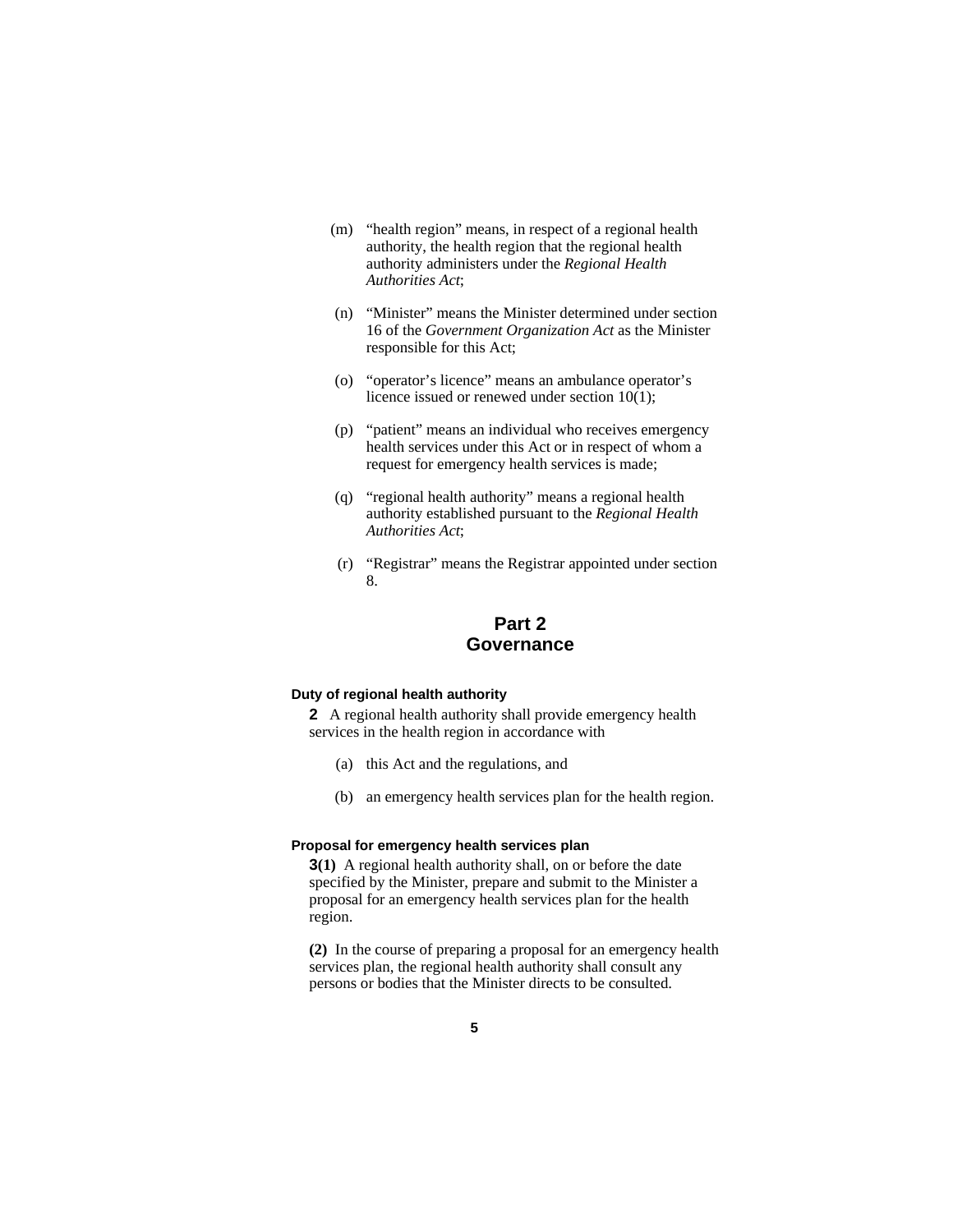(m) "health region" means, in respect of a regional health authority, the health region that the regional health authority administers under the *Regional Health Authorities Act*;

(n) "Minister" means the Minister determined under section 16 of the *Government Organization Act* as the Minister responsible for this Act;

(o) "operator's licence" means an ambulance operator's licence issued or renewed under section 10(1);

(p) "patient" means an individual who receives emergency health services under this Act or in respect of whom a request for emergency health services is made;

(q) "regional health authority" means a regional health authority established pursuant to the *Regional Health Authorities Act*;

(r) "Registrar" means the Registrar appointed under section 8.

## Part 2
## Governance

#### Duty of regional health authority

**2** A regional health authority shall provide emergency health services in the health region in accordance with

(a) this Act and the regulations, and

(b) an emergency health services plan for the health region.

#### Proposal for emergency health services plan

**3(1)** A regional health authority shall, on or before the date specified by the Minister, prepare and submit to the Minister a proposal for an emergency health services plan for the health region.

**(2)** In the course of preparing a proposal for an emergency health services plan, the regional health authority shall consult any persons or bodies that the Minister directs to be consulted.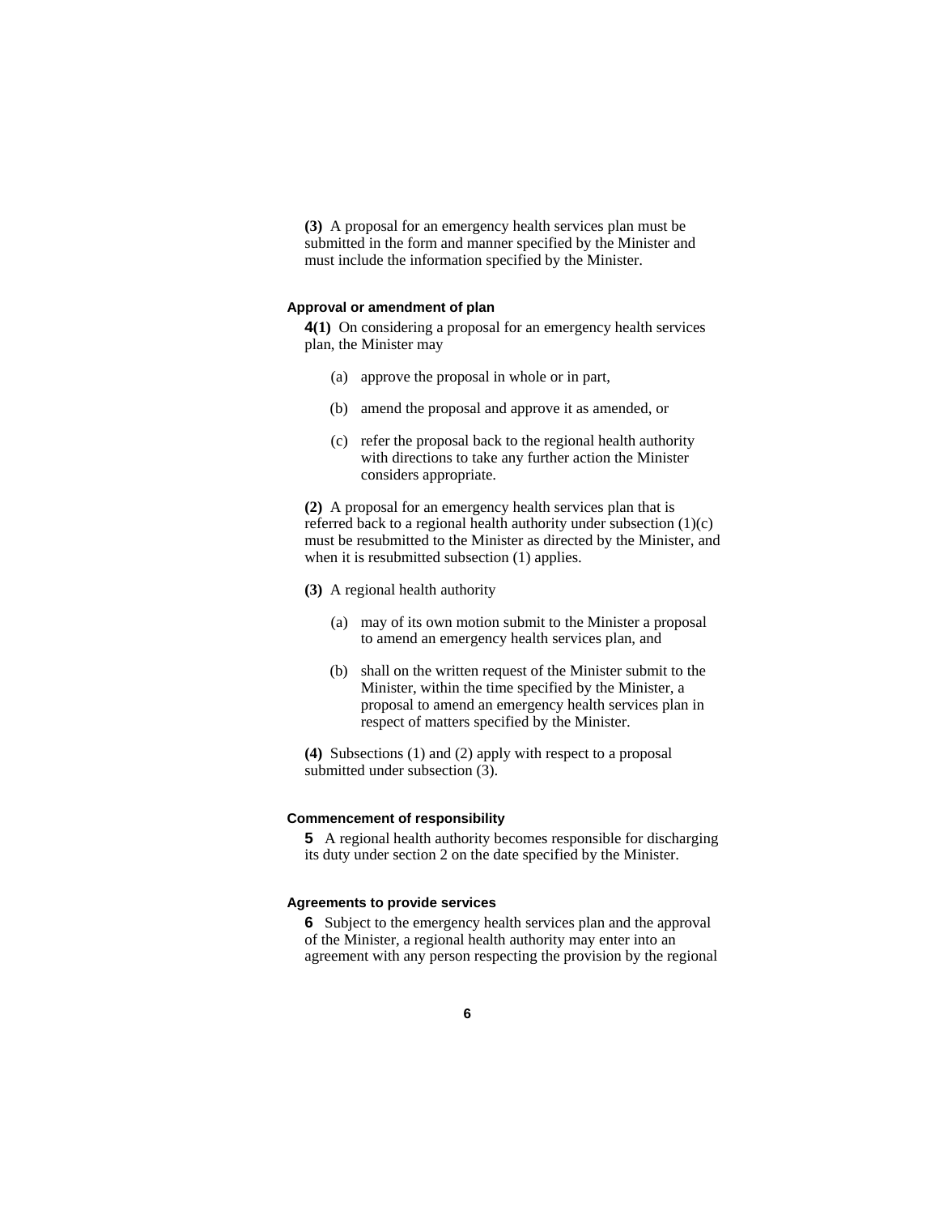**(3)** A proposal for an emergency health services plan must be submitted in the form and manner specified by the Minister and must include the information specified by the Minister.

#### Approval or amendment of plan

**4(1)** On considering a proposal for an emergency health services plan, the Minister may

(a) approve the proposal in whole or in part,

(b) amend the proposal and approve it as amended, or

(c) refer the proposal back to the regional health authority with directions to take any further action the Minister considers appropriate.

**(2)** A proposal for an emergency health services plan that is referred back to a regional health authority under subsection (1)(c) must be resubmitted to the Minister as directed by the Minister, and when it is resubmitted subsection (1) applies.

**(3)** A regional health authority

(a) may of its own motion submit to the Minister a proposal to amend an emergency health services plan, and

(b) shall on the written request of the Minister submit to the Minister, within the time specified by the Minister, a proposal to amend an emergency health services plan in respect of matters specified by the Minister.

**(4)** Subsections (1) and (2) apply with respect to a proposal submitted under subsection (3).

#### Commencement of responsibility

**5** A regional health authority becomes responsible for discharging its duty under section 2 on the date specified by the Minister.

#### Agreements to provide services

**6** Subject to the emergency health services plan and the approval of the Minister, a regional health authority may enter into an agreement with any person respecting the provision by the regional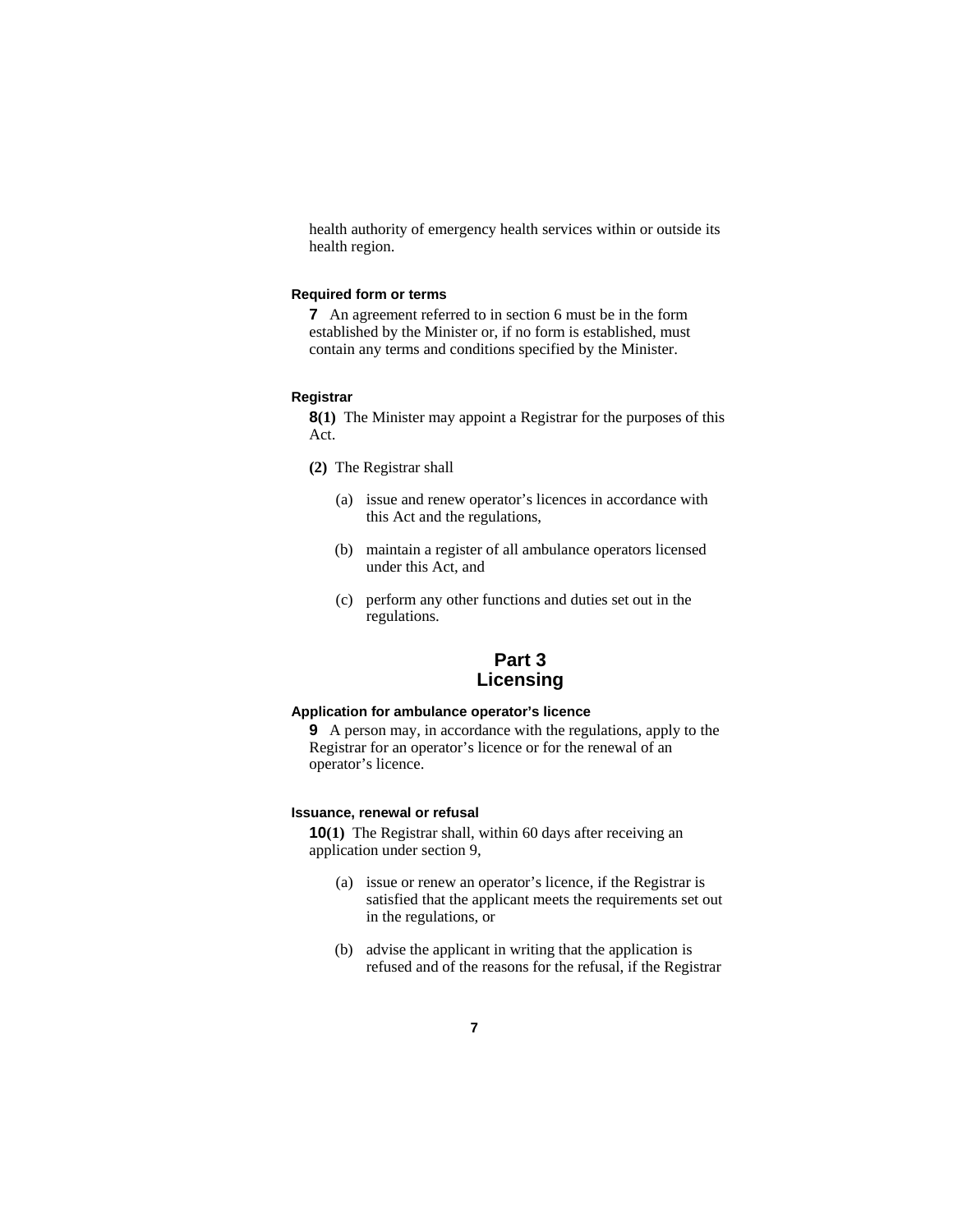health authority of emergency health services within or outside its health region.

#### Required form or terms

**7** An agreement referred to in section 6 must be in the form established by the Minister or, if no form is established, must contain any terms and conditions specified by the Minister.

#### Registrar

**8(1)** The Minister may appoint a Registrar for the purposes of this Act.

**(2)** The Registrar shall

- (a) issue and renew operator's licences in accordance with this Act and the regulations,
- (b) maintain a register of all ambulance operators licensed under this Act, and
- (c) perform any other functions and duties set out in the regulations.

## Part 3
## Licensing

#### Application for ambulance operator's licence

**9** A person may, in accordance with the regulations, apply to the Registrar for an operator's licence or for the renewal of an operator's licence.

#### Issuance, renewal or refusal

**10(1)** The Registrar shall, within 60 days after receiving an application under section 9,

- (a) issue or renew an operator's licence, if the Registrar is satisfied that the applicant meets the requirements set out in the regulations, or
- (b) advise the applicant in writing that the application is refused and of the reasons for the refusal, if the Registrar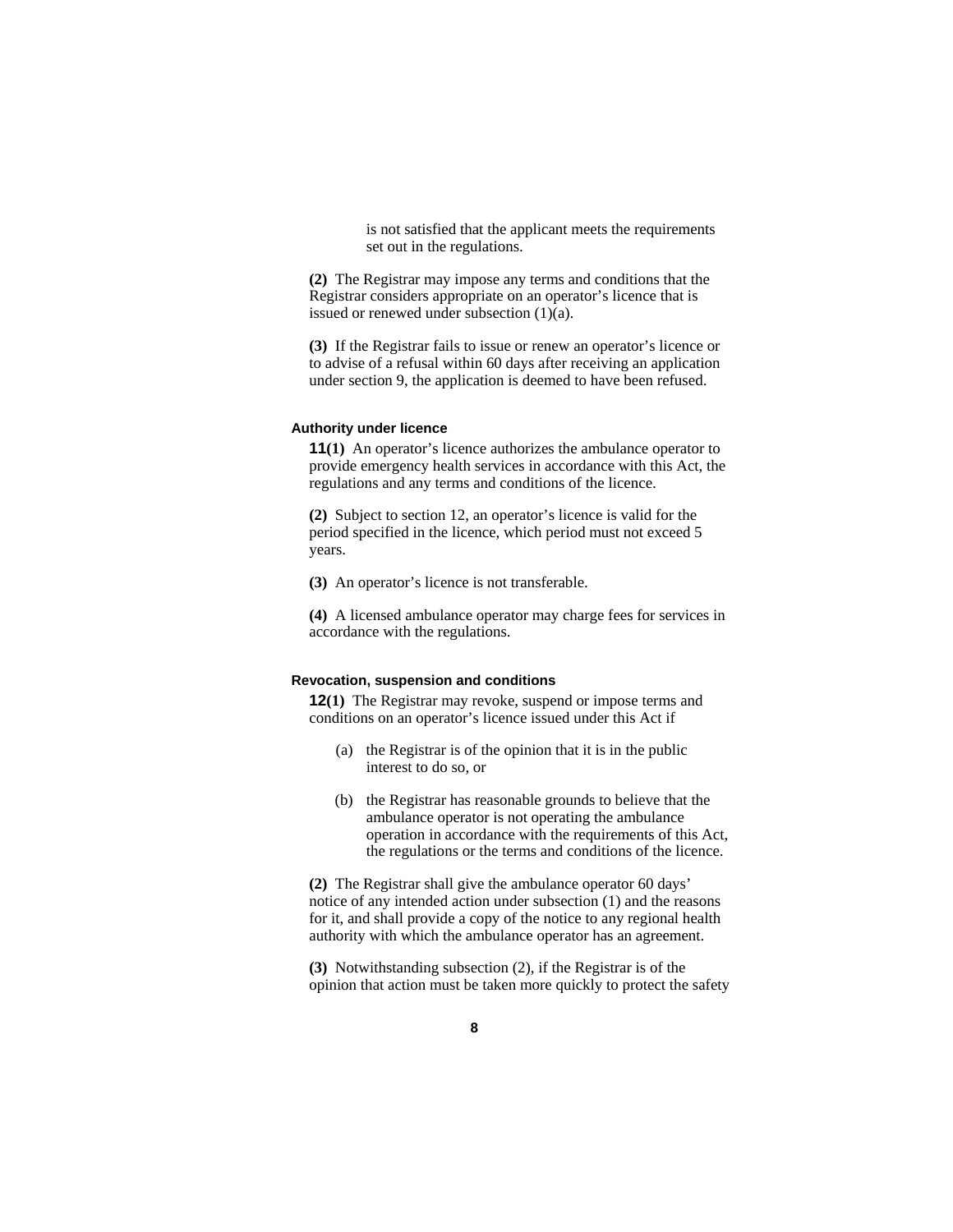is not satisfied that the applicant meets the requirements set out in the regulations.

**(2)** The Registrar may impose any terms and conditions that the Registrar considers appropriate on an operator's licence that is issued or renewed under subsection (1)(a).

**(3)** If the Registrar fails to issue or renew an operator's licence or to advise of a refusal within 60 days after receiving an application under section 9, the application is deemed to have been refused.

#### Authority under licence

**11(1)** An operator's licence authorizes the ambulance operator to provide emergency health services in accordance with this Act, the regulations and any terms and conditions of the licence.

**(2)** Subject to section 12, an operator's licence is valid for the period specified in the licence, which period must not exceed 5 years.

**(3)** An operator's licence is not transferable.

**(4)** A licensed ambulance operator may charge fees for services in accordance with the regulations.

#### Revocation, suspension and conditions

**12(1)** The Registrar may revoke, suspend or impose terms and conditions on an operator's licence issued under this Act if

(a) the Registrar is of the opinion that it is in the public interest to do so, or

(b) the Registrar has reasonable grounds to believe that the ambulance operator is not operating the ambulance operation in accordance with the requirements of this Act, the regulations or the terms and conditions of the licence.

**(2)** The Registrar shall give the ambulance operator 60 days' notice of any intended action under subsection (1) and the reasons for it, and shall provide a copy of the notice to any regional health authority with which the ambulance operator has an agreement.

**(3)** Notwithstanding subsection (2), if the Registrar is of the opinion that action must be taken more quickly to protect the safety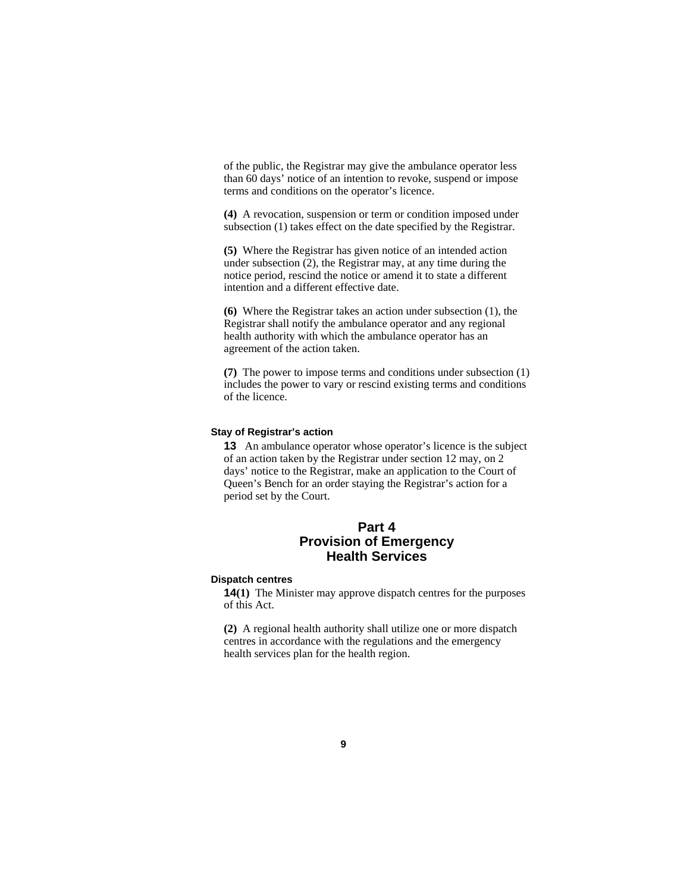of the public, the Registrar may give the ambulance operator less than 60 days' notice of an intention to revoke, suspend or impose terms and conditions on the operator's licence.

**(4)** A revocation, suspension or term or condition imposed under subsection (1) takes effect on the date specified by the Registrar.

**(5)** Where the Registrar has given notice of an intended action under subsection (2), the Registrar may, at any time during the notice period, rescind the notice or amend it to state a different intention and a different effective date.

**(6)** Where the Registrar takes an action under subsection (1), the Registrar shall notify the ambulance operator and any regional health authority with which the ambulance operator has an agreement of the action taken.

**(7)** The power to impose terms and conditions under subsection (1) includes the power to vary or rescind existing terms and conditions of the licence.

#### Stay of Registrar's action

**13** An ambulance operator whose operator's licence is the subject of an action taken by the Registrar under section 12 may, on 2 days' notice to the Registrar, make an application to the Court of Queen's Bench for an order staying the Registrar's action for a period set by the Court.

## Part 4
## Provision of Emergency Health Services

#### Dispatch centres

**14(1)** The Minister may approve dispatch centres for the purposes of this Act.

**(2)** A regional health authority shall utilize one or more dispatch centres in accordance with the regulations and the emergency health services plan for the health region.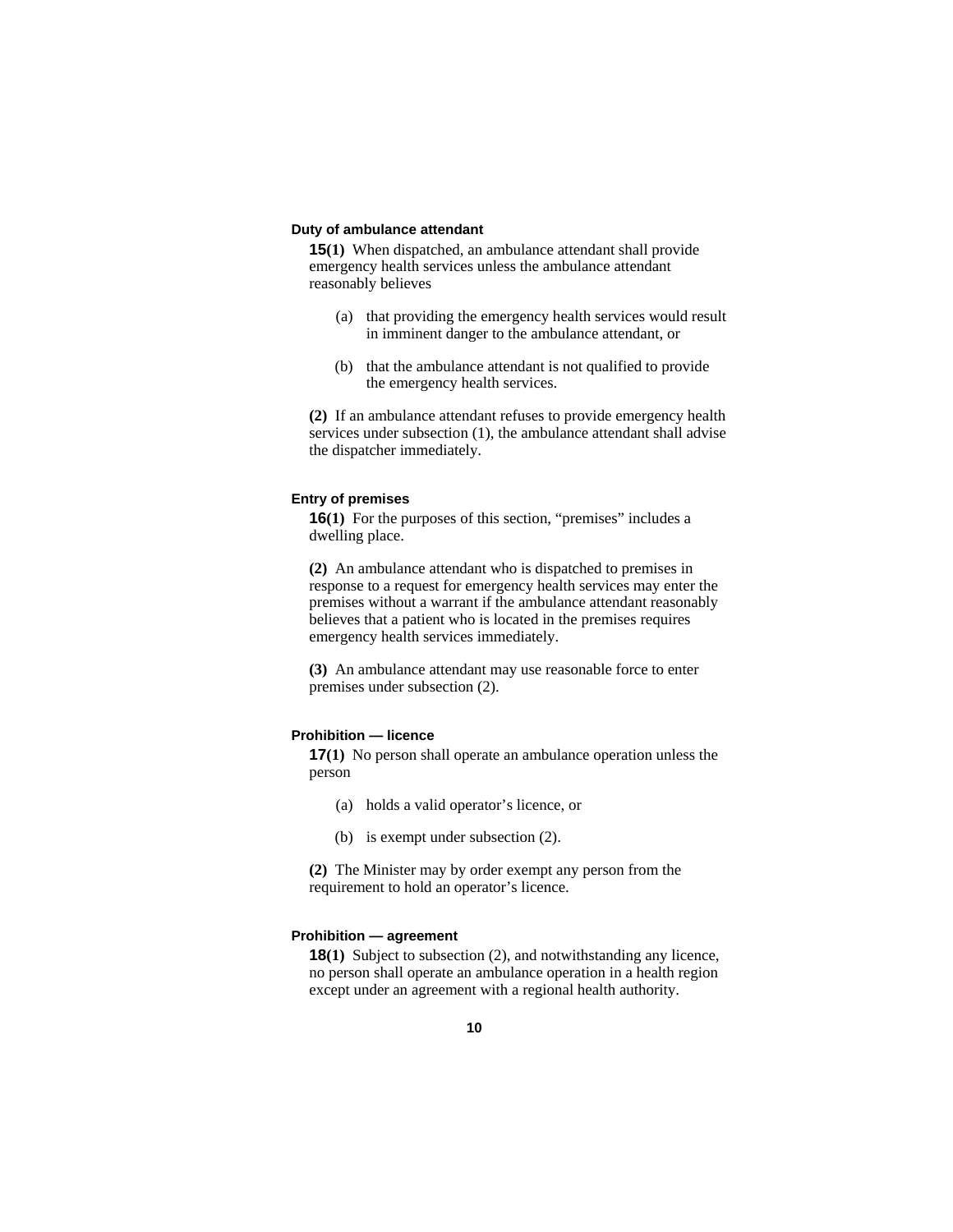### Duty of ambulance attendant

**15(1)** When dispatched, an ambulance attendant shall provide emergency health services unless the ambulance attendant reasonably believes

(a) that providing the emergency health services would result in imminent danger to the ambulance attendant, or

(b) that the ambulance attendant is not qualified to provide the emergency health services.

**(2)** If an ambulance attendant refuses to provide emergency health services under subsection (1), the ambulance attendant shall advise the dispatcher immediately.

### Entry of premises

**16(1)** For the purposes of this section, "premises" includes a dwelling place.

**(2)** An ambulance attendant who is dispatched to premises in response to a request for emergency health services may enter the premises without a warrant if the ambulance attendant reasonably believes that a patient who is located in the premises requires emergency health services immediately.

**(3)** An ambulance attendant may use reasonable force to enter premises under subsection (2).

### Prohibition — licence

**17(1)** No person shall operate an ambulance operation unless the person

(a) holds a valid operator's licence, or

(b) is exempt under subsection (2).

**(2)** The Minister may by order exempt any person from the requirement to hold an operator's licence.

### Prohibition — agreement

**18(1)** Subject to subsection (2), and notwithstanding any licence, no person shall operate an ambulance operation in a health region except under an agreement with a regional health authority.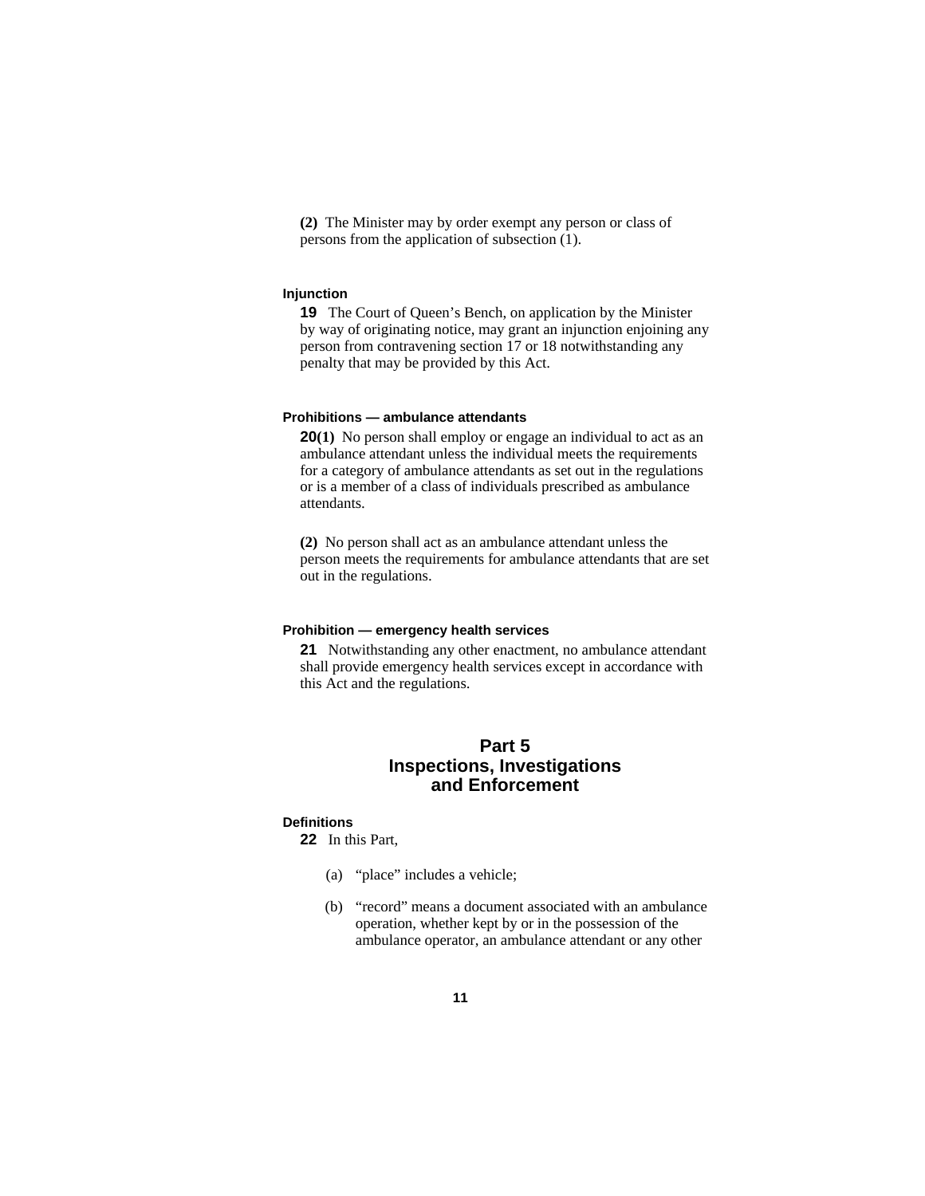**(2)** The Minister may by order exempt any person or class of persons from the application of subsection (1).

#### Injunction

**19** The Court of Queen's Bench, on application by the Minister by way of originating notice, may grant an injunction enjoining any person from contravening section 17 or 18 notwithstanding any penalty that may be provided by this Act.

#### Prohibitions — ambulance attendants

**20(1)** No person shall employ or engage an individual to act as an ambulance attendant unless the individual meets the requirements for a category of ambulance attendants as set out in the regulations or is a member of a class of individuals prescribed as ambulance attendants.

**(2)** No person shall act as an ambulance attendant unless the person meets the requirements for ambulance attendants that are set out in the regulations.

#### Prohibition — emergency health services

**21** Notwithstanding any other enactment, no ambulance attendant shall provide emergency health services except in accordance with this Act and the regulations.

## Part 5
## Inspections, Investigations and Enforcement

#### Definitions

**22** In this Part,

(a) "place" includes a vehicle;

(b) "record" means a document associated with an ambulance operation, whether kept by or in the possession of the ambulance operator, an ambulance attendant or any other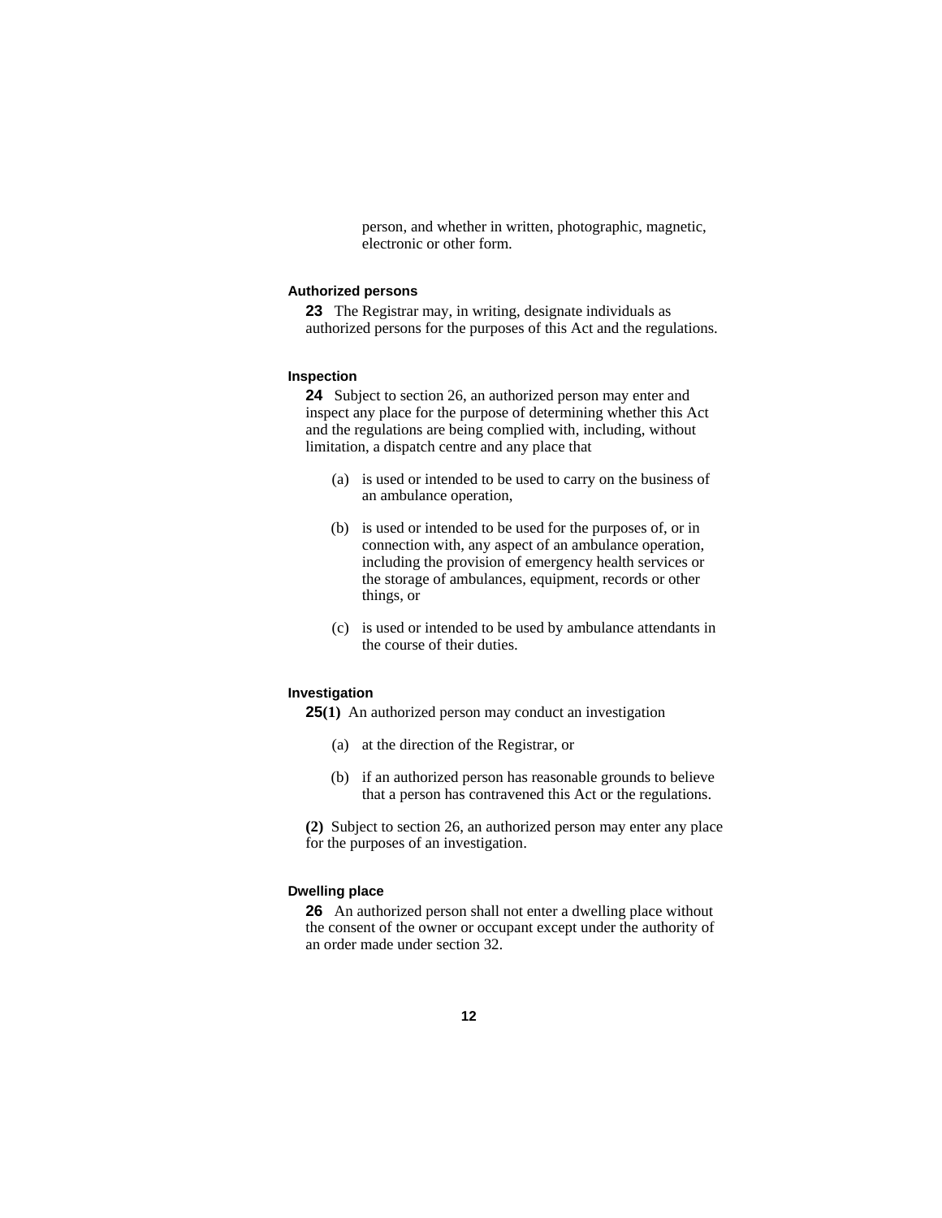person, and whether in written, photographic, magnetic, electronic or other form.

### Authorized persons

**23** The Registrar may, in writing, designate individuals as authorized persons for the purposes of this Act and the regulations.

### Inspection

**24** Subject to section 26, an authorized person may enter and inspect any place for the purpose of determining whether this Act and the regulations are being complied with, including, without limitation, a dispatch centre and any place that

(a) is used or intended to be used to carry on the business of an ambulance operation,

(b) is used or intended to be used for the purposes of, or in connection with, any aspect of an ambulance operation, including the provision of emergency health services or the storage of ambulances, equipment, records or other things, or

(c) is used or intended to be used by ambulance attendants in the course of their duties.

### Investigation

**25(1)** An authorized person may conduct an investigation

(a) at the direction of the Registrar, or

(b) if an authorized person has reasonable grounds to believe that a person has contravened this Act or the regulations.

**(2)** Subject to section 26, an authorized person may enter any place for the purposes of an investigation.

### Dwelling place

**26** An authorized person shall not enter a dwelling place without the consent of the owner or occupant except under the authority of an order made under section 32.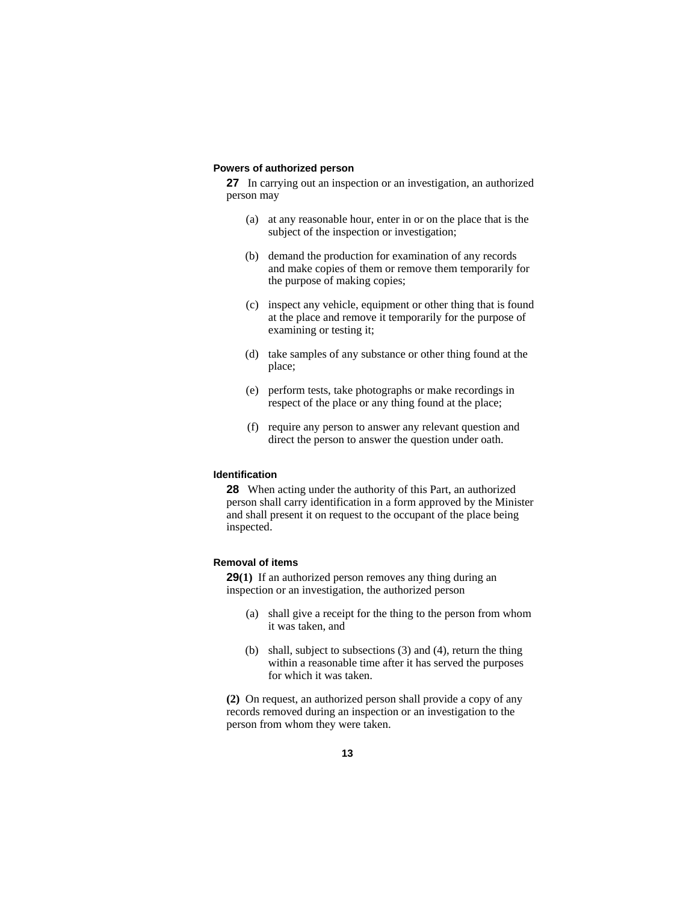### Powers of authorized person

**27** In carrying out an inspection or an investigation, an authorized person may

- (a) at any reasonable hour, enter in or on the place that is the subject of the inspection or investigation;
- (b) demand the production for examination of any records and make copies of them or remove them temporarily for the purpose of making copies;
- (c) inspect any vehicle, equipment or other thing that is found at the place and remove it temporarily for the purpose of examining or testing it;
- (d) take samples of any substance or other thing found at the place;
- (e) perform tests, take photographs or make recordings in respect of the place or any thing found at the place;
- (f) require any person to answer any relevant question and direct the person to answer the question under oath.

### Identification

**28** When acting under the authority of this Part, an authorized person shall carry identification in a form approved by the Minister and shall present it on request to the occupant of the place being inspected.

### Removal of items

**29(1)** If an authorized person removes any thing during an inspection or an investigation, the authorized person

- (a) shall give a receipt for the thing to the person from whom it was taken, and
- (b) shall, subject to subsections (3) and (4), return the thing within a reasonable time after it has served the purposes for which it was taken.

**(2)** On request, an authorized person shall provide a copy of any records removed during an inspection or an investigation to the person from whom they were taken.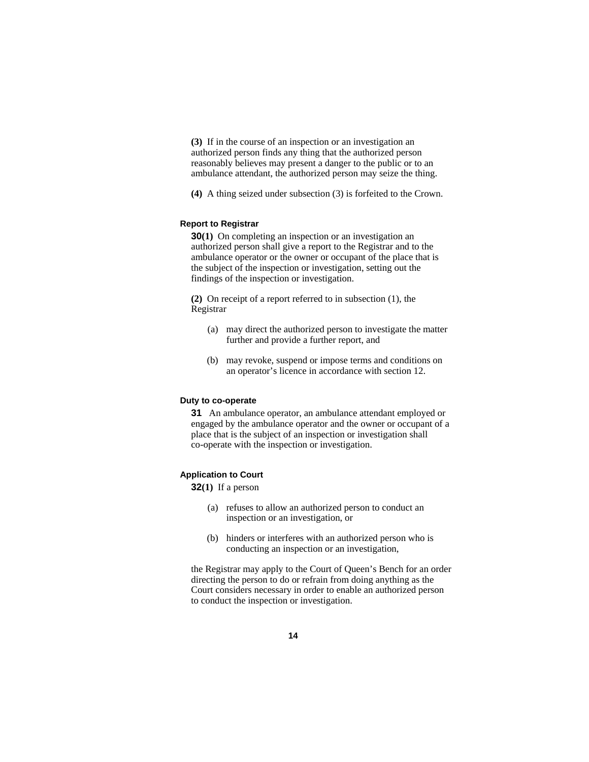**(3)** If in the course of an inspection or an investigation an authorized person finds any thing that the authorized person reasonably believes may present a danger to the public or to an ambulance attendant, the authorized person may seize the thing.

**(4)** A thing seized under subsection (3) is forfeited to the Crown.

#### Report to Registrar

**30(1)** On completing an inspection or an investigation an authorized person shall give a report to the Registrar and to the ambulance operator or the owner or occupant of the place that is the subject of the inspection or investigation, setting out the findings of the inspection or investigation.

**(2)** On receipt of a report referred to in subsection (1), the Registrar

- (a) may direct the authorized person to investigate the matter further and provide a further report, and
- (b) may revoke, suspend or impose terms and conditions on an operator's licence in accordance with section 12.

#### Duty to co-operate

**31** An ambulance operator, an ambulance attendant employed or engaged by the ambulance operator and the owner or occupant of a place that is the subject of an inspection or investigation shall co-operate with the inspection or investigation.

#### Application to Court

**32(1)** If a person

- (a) refuses to allow an authorized person to conduct an inspection or an investigation, or
- (b) hinders or interferes with an authorized person who is conducting an inspection or an investigation,

the Registrar may apply to the Court of Queen's Bench for an order directing the person to do or refrain from doing anything as the Court considers necessary in order to enable an authorized person to conduct the inspection or investigation.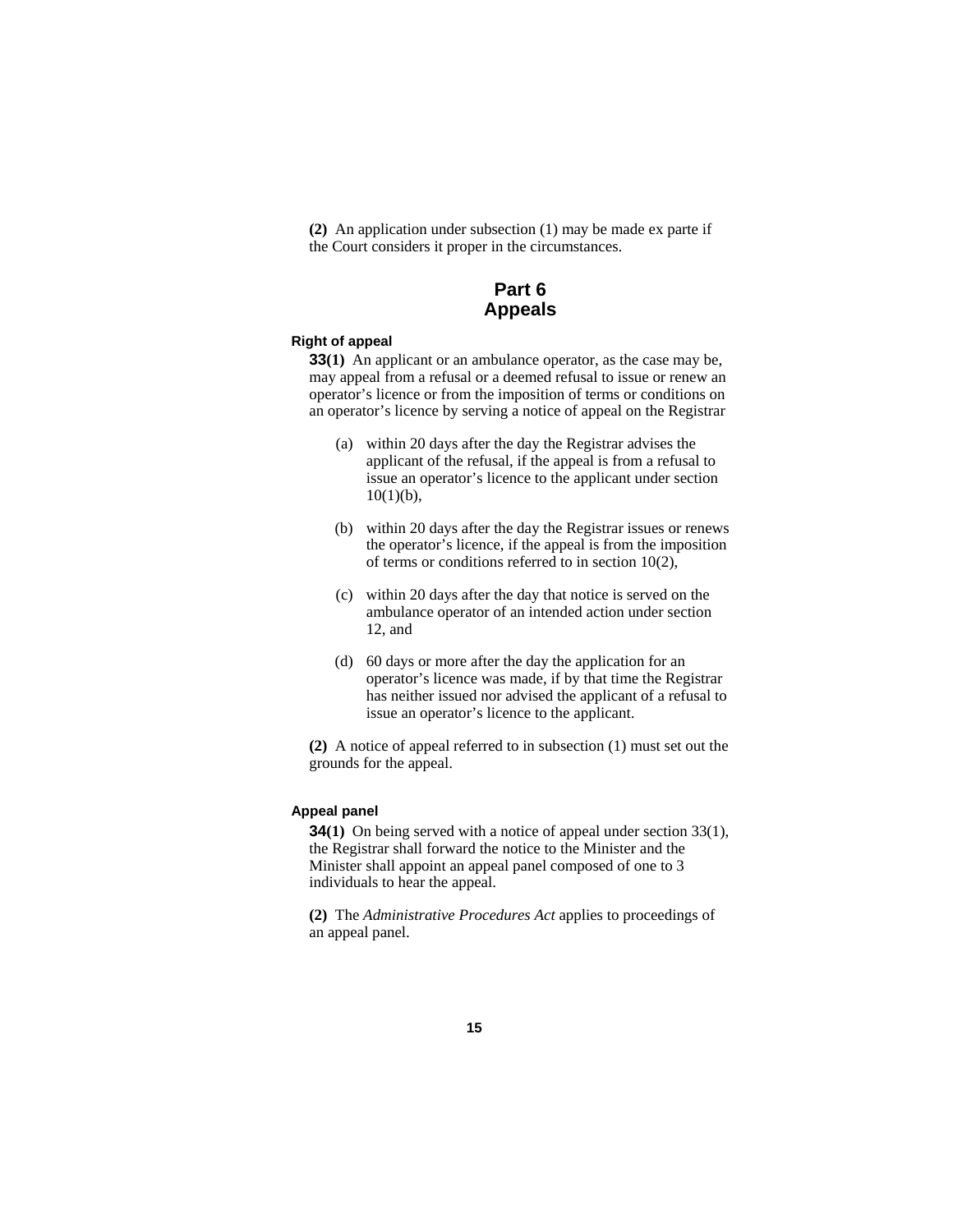**(2)** An application under subsection (1) may be made ex parte if the Court considers it proper in the circumstances.

# Part 6
# Appeals

### Right of appeal

**33(1)** An applicant or an ambulance operator, as the case may be, may appeal from a refusal or a deemed refusal to issue or renew an operator's licence or from the imposition of terms or conditions on an operator's licence by serving a notice of appeal on the Registrar

(a) within 20 days after the day the Registrar advises the applicant of the refusal, if the appeal is from a refusal to issue an operator's licence to the applicant under section 10(1)(b),

(b) within 20 days after the day the Registrar issues or renews the operator's licence, if the appeal is from the imposition of terms or conditions referred to in section 10(2),

(c) within 20 days after the day that notice is served on the ambulance operator of an intended action under section 12, and

(d) 60 days or more after the day the application for an operator's licence was made, if by that time the Registrar has neither issued nor advised the applicant of a refusal to issue an operator's licence to the applicant.

**(2)** A notice of appeal referred to in subsection (1) must set out the grounds for the appeal.

### Appeal panel

**34(1)** On being served with a notice of appeal under section 33(1), the Registrar shall forward the notice to the Minister and the Minister shall appoint an appeal panel composed of one to 3 individuals to hear the appeal.

**(2)** The *Administrative Procedures Act* applies to proceedings of an appeal panel.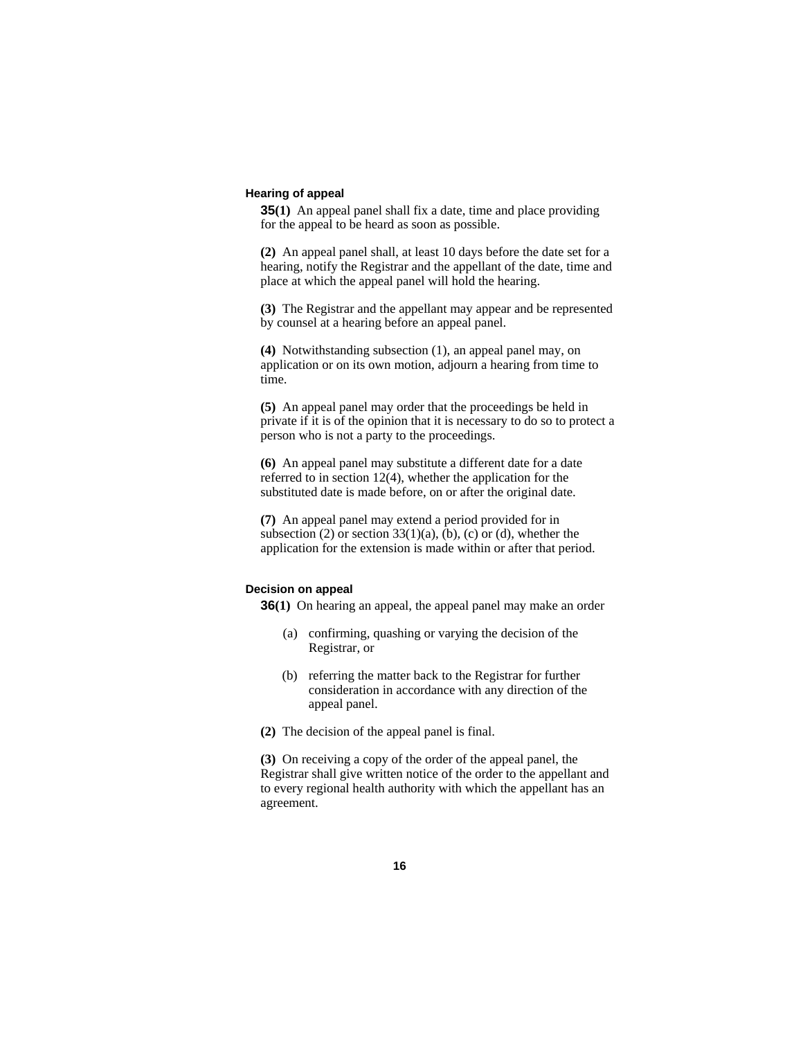### Hearing of appeal

**35(1)** An appeal panel shall fix a date, time and place providing for the appeal to be heard as soon as possible.

**(2)** An appeal panel shall, at least 10 days before the date set for a hearing, notify the Registrar and the appellant of the date, time and place at which the appeal panel will hold the hearing.

**(3)** The Registrar and the appellant may appear and be represented by counsel at a hearing before an appeal panel.

**(4)** Notwithstanding subsection (1), an appeal panel may, on application or on its own motion, adjourn a hearing from time to time.

**(5)** An appeal panel may order that the proceedings be held in private if it is of the opinion that it is necessary to do so to protect a person who is not a party to the proceedings.

**(6)** An appeal panel may substitute a different date for a date referred to in section 12(4), whether the application for the substituted date is made before, on or after the original date.

**(7)** An appeal panel may extend a period provided for in subsection (2) or section 33(1)(a), (b), (c) or (d), whether the application for the extension is made within or after that period.

### Decision on appeal

**36(1)** On hearing an appeal, the appeal panel may make an order

(a) confirming, quashing or varying the decision of the Registrar, or

(b) referring the matter back to the Registrar for further consideration in accordance with any direction of the appeal panel.

**(2)** The decision of the appeal panel is final.

**(3)** On receiving a copy of the order of the appeal panel, the Registrar shall give written notice of the order to the appellant and to every regional health authority with which the appellant has an agreement.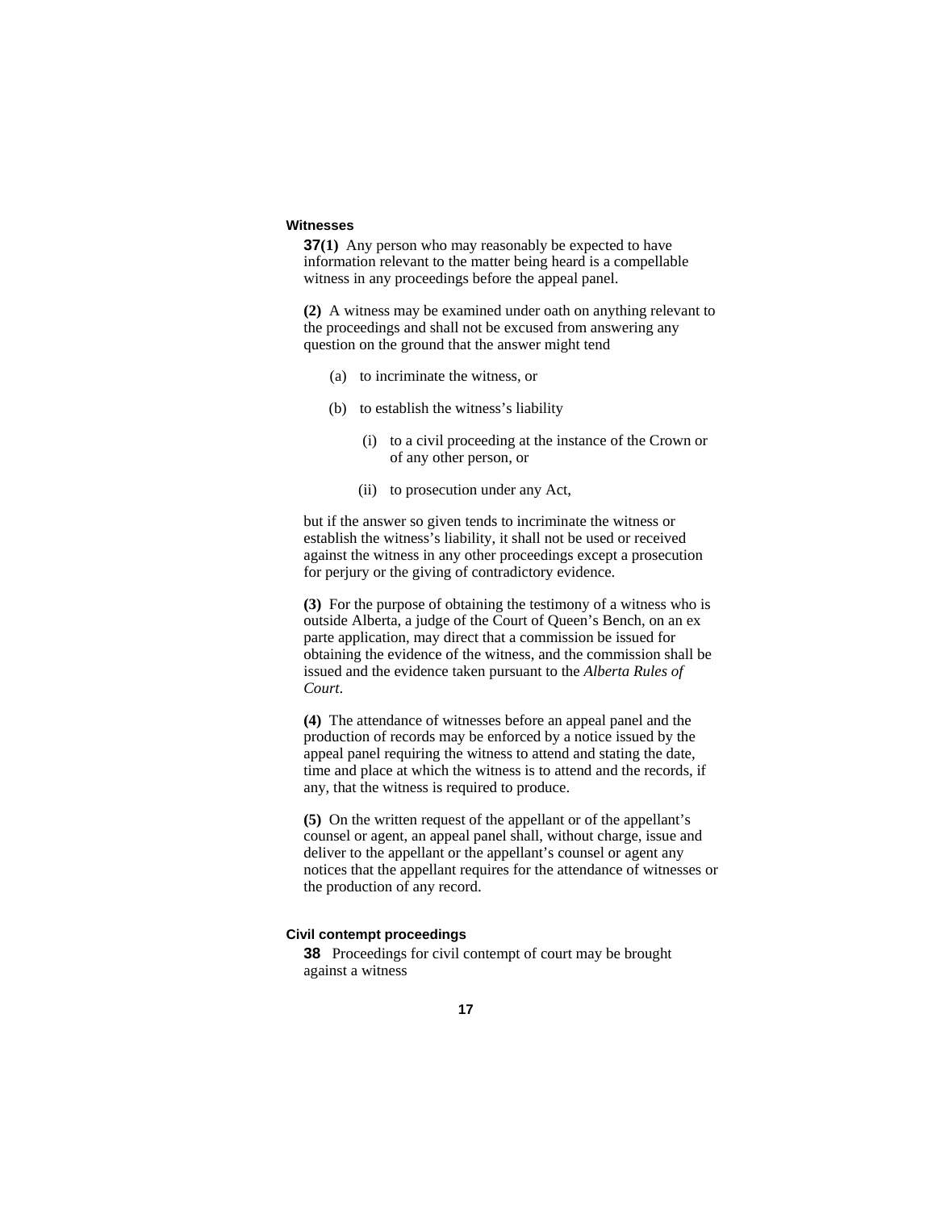### Witnesses

**37(1)** Any person who may reasonably be expected to have information relevant to the matter being heard is a compellable witness in any proceedings before the appeal panel.

**(2)** A witness may be examined under oath on anything relevant to the proceedings and shall not be excused from answering any question on the ground that the answer might tend

(a) to incriminate the witness, or

(b) to establish the witness's liability

(i) to a civil proceeding at the instance of the Crown or of any other person, or

(ii) to prosecution under any Act,

but if the answer so given tends to incriminate the witness or establish the witness's liability, it shall not be used or received against the witness in any other proceedings except a prosecution for perjury or the giving of contradictory evidence.

**(3)** For the purpose of obtaining the testimony of a witness who is outside Alberta, a judge of the Court of Queen's Bench, on an ex parte application, may direct that a commission be issued for obtaining the evidence of the witness, and the commission shall be issued and the evidence taken pursuant to the *Alberta Rules of Court*.

**(4)** The attendance of witnesses before an appeal panel and the production of records may be enforced by a notice issued by the appeal panel requiring the witness to attend and stating the date, time and place at which the witness is to attend and the records, if any, that the witness is required to produce.

**(5)** On the written request of the appellant or of the appellant's counsel or agent, an appeal panel shall, without charge, issue and deliver to the appellant or the appellant's counsel or agent any notices that the appellant requires for the attendance of witnesses or the production of any record.

### Civil contempt proceedings

**38** Proceedings for civil contempt of court may be brought against a witness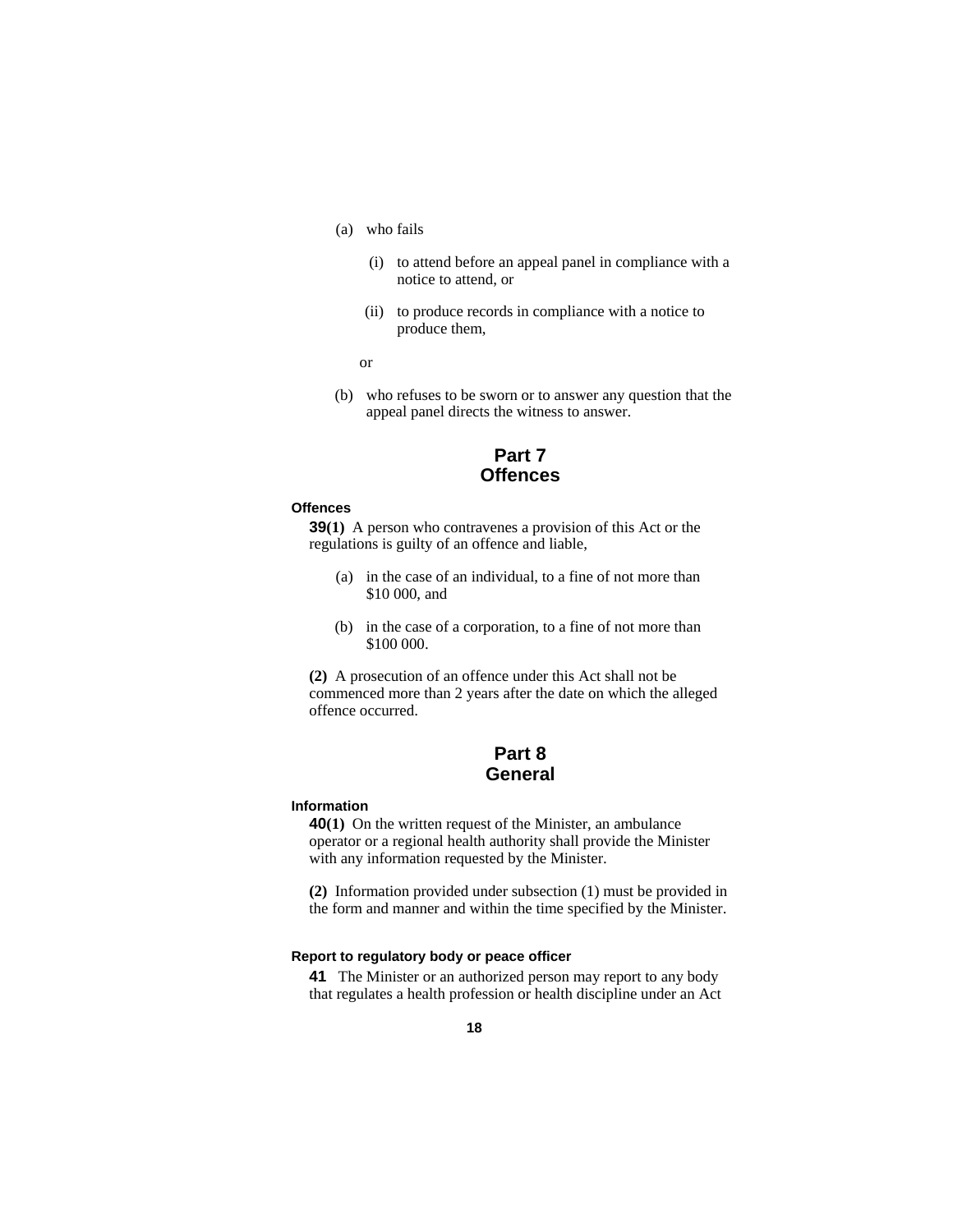(a) who fails

   (i) to attend before an appeal panel in compliance with a notice to attend, or

   (ii) to produce records in compliance with a notice to produce them,

   or

(b) who refuses to be sworn or to answer any question that the appeal panel directs the witness to answer.

## Part 7
## Offences

#### Offences

**39(1)** A person who contravenes a provision of this Act or the regulations is guilty of an offence and liable,

(a) in the case of an individual, to a fine of not more than $10 000, and

(b) in the case of a corporation, to a fine of not more than $100 000.

**(2)** A prosecution of an offence under this Act shall not be commenced more than 2 years after the date on which the alleged offence occurred.

## Part 8
## General

#### Information

**40(1)** On the written request of the Minister, an ambulance operator or a regional health authority shall provide the Minister with any information requested by the Minister.

**(2)** Information provided under subsection (1) must be provided in the form and manner and within the time specified by the Minister.

#### Report to regulatory body or peace officer

**41** The Minister or an authorized person may report to any body that regulates a health profession or health discipline under an Act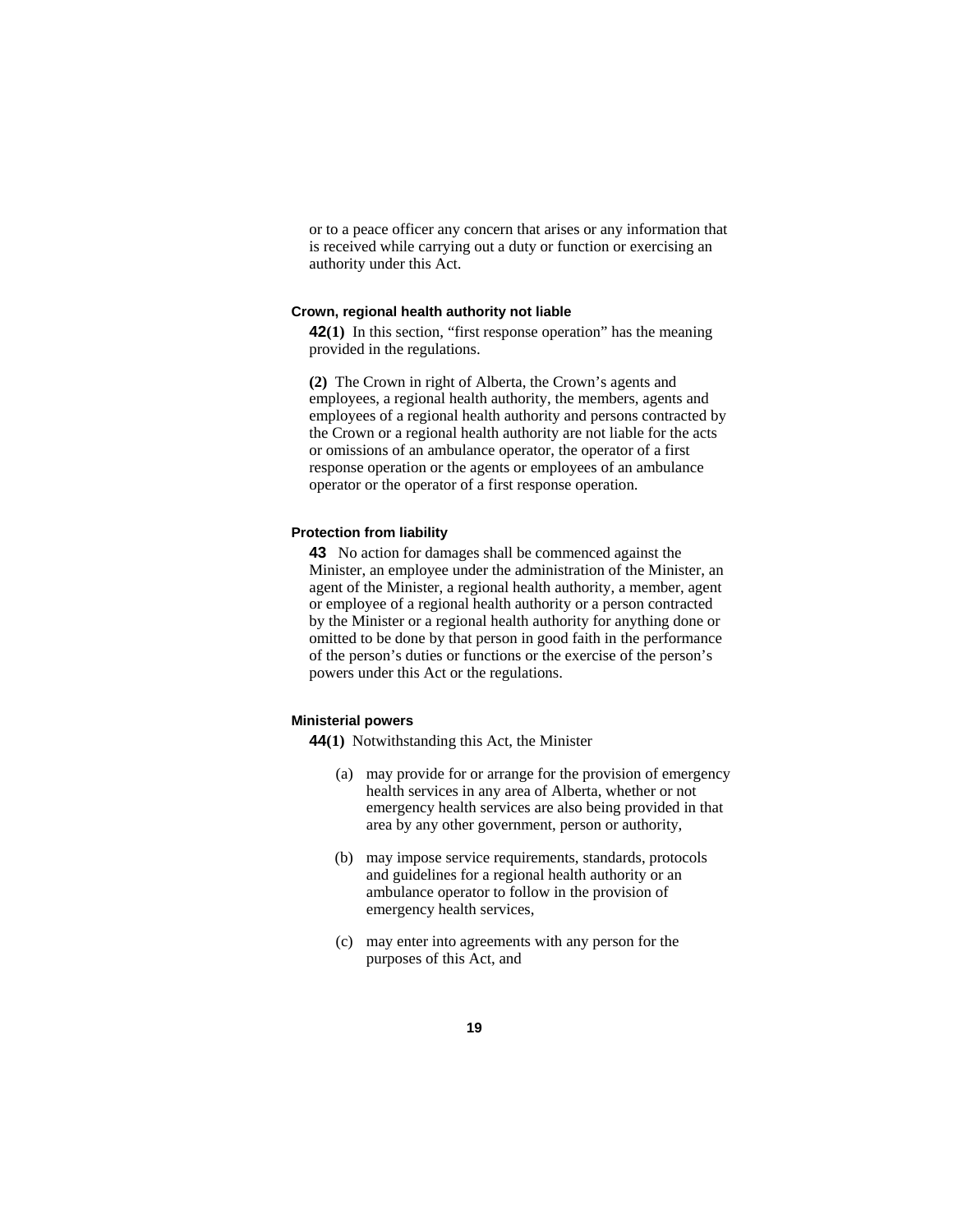or to a peace officer any concern that arises or any information that is received while carrying out a duty or function or exercising an authority under this Act.

#### Crown, regional health authority not liable

**42(1)** In this section, "first response operation" has the meaning provided in the regulations.

**(2)** The Crown in right of Alberta, the Crown's agents and employees, a regional health authority, the members, agents and employees of a regional health authority and persons contracted by the Crown or a regional health authority are not liable for the acts or omissions of an ambulance operator, the operator of a first response operation or the agents or employees of an ambulance operator or the operator of a first response operation.

#### Protection from liability

**43** No action for damages shall be commenced against the Minister, an employee under the administration of the Minister, an agent of the Minister, a regional health authority, a member, agent or employee of a regional health authority or a person contracted by the Minister or a regional health authority for anything done or omitted to be done by that person in good faith in the performance of the person's duties or functions or the exercise of the person's powers under this Act or the regulations.

#### Ministerial powers

**44(1)** Notwithstanding this Act, the Minister

(a) may provide for or arrange for the provision of emergency health services in any area of Alberta, whether or not emergency health services are also being provided in that area by any other government, person or authority,

(b) may impose service requirements, standards, protocols and guidelines for a regional health authority or an ambulance operator to follow in the provision of emergency health services,

(c) may enter into agreements with any person for the purposes of this Act, and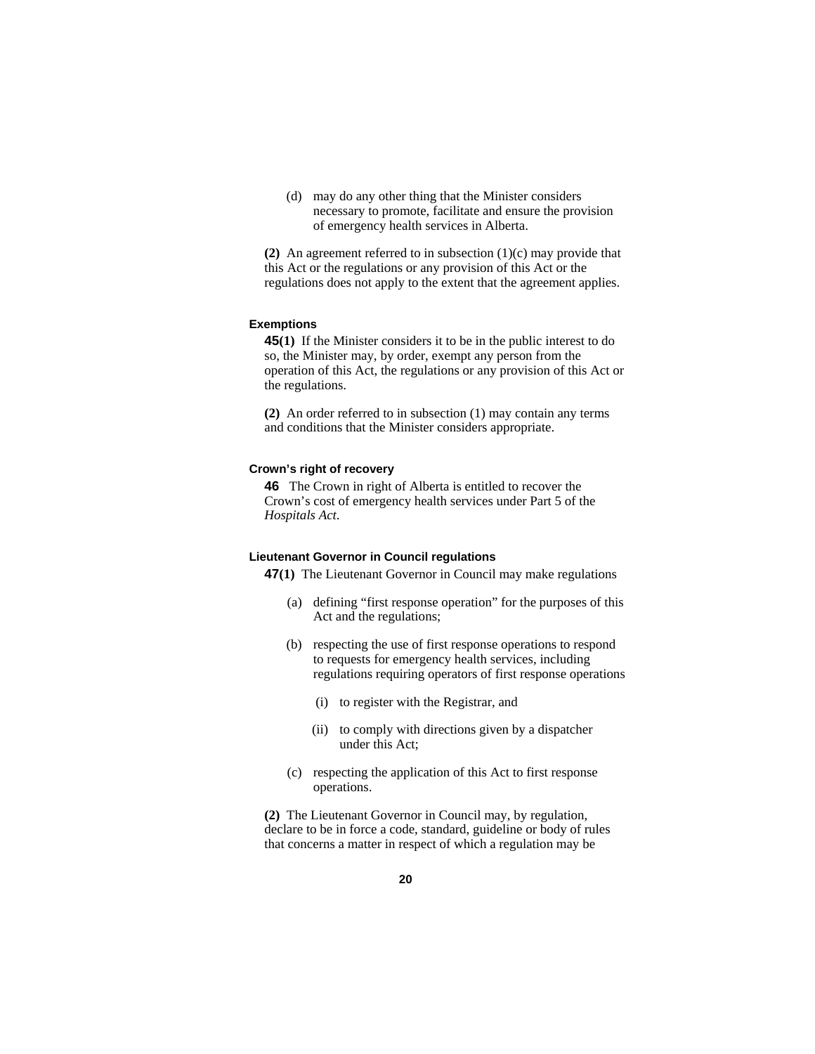(d) may do any other thing that the Minister considers necessary to promote, facilitate and ensure the provision of emergency health services in Alberta.

**(2)** An agreement referred to in subsection (1)(c) may provide that this Act or the regulations or any provision of this Act or the regulations does not apply to the extent that the agreement applies.

#### Exemptions

**45(1)** If the Minister considers it to be in the public interest to do so, the Minister may, by order, exempt any person from the operation of this Act, the regulations or any provision of this Act or the regulations.

**(2)** An order referred to in subsection (1) may contain any terms and conditions that the Minister considers appropriate.

#### Crown's right of recovery

**46** The Crown in right of Alberta is entitled to recover the Crown's cost of emergency health services under Part 5 of the *Hospitals Act*.

#### Lieutenant Governor in Council regulations

**47(1)** The Lieutenant Governor in Council may make regulations

(a) defining "first response operation" for the purposes of this Act and the regulations;

(b) respecting the use of first response operations to respond to requests for emergency health services, including regulations requiring operators of first response operations

(i) to register with the Registrar, and

(ii) to comply with directions given by a dispatcher under this Act;

(c) respecting the application of this Act to first response operations.

**(2)** The Lieutenant Governor in Council may, by regulation, declare to be in force a code, standard, guideline or body of rules that concerns a matter in respect of which a regulation may be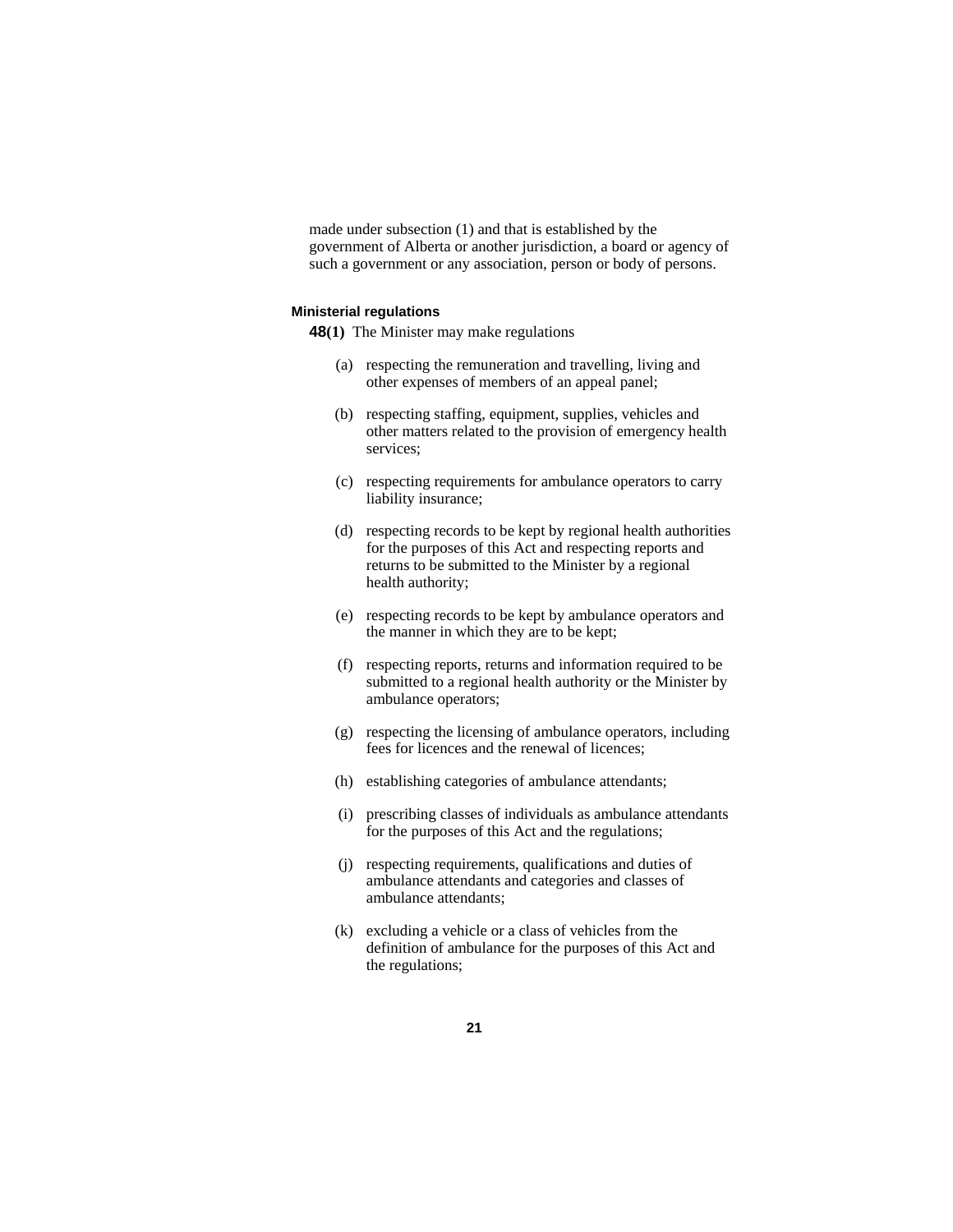made under subsection (1) and that is established by the government of Alberta or another jurisdiction, a board or agency of such a government or any association, person or body of persons.

**Ministerial regulations**

**48(1)** The Minister may make regulations

(a) respecting the remuneration and travelling, living and other expenses of members of an appeal panel;

(b) respecting staffing, equipment, supplies, vehicles and other matters related to the provision of emergency health services;

(c) respecting requirements for ambulance operators to carry liability insurance;

(d) respecting records to be kept by regional health authorities for the purposes of this Act and respecting reports and returns to be submitted to the Minister by a regional health authority;

(e) respecting records to be kept by ambulance operators and the manner in which they are to be kept;

(f) respecting reports, returns and information required to be submitted to a regional health authority or the Minister by ambulance operators;

(g) respecting the licensing of ambulance operators, including fees for licences and the renewal of licences;

(h) establishing categories of ambulance attendants;

(i) prescribing classes of individuals as ambulance attendants for the purposes of this Act and the regulations;

(j) respecting requirements, qualifications and duties of ambulance attendants and categories and classes of ambulance attendants;

(k) excluding a vehicle or a class of vehicles from the definition of ambulance for the purposes of this Act and the regulations;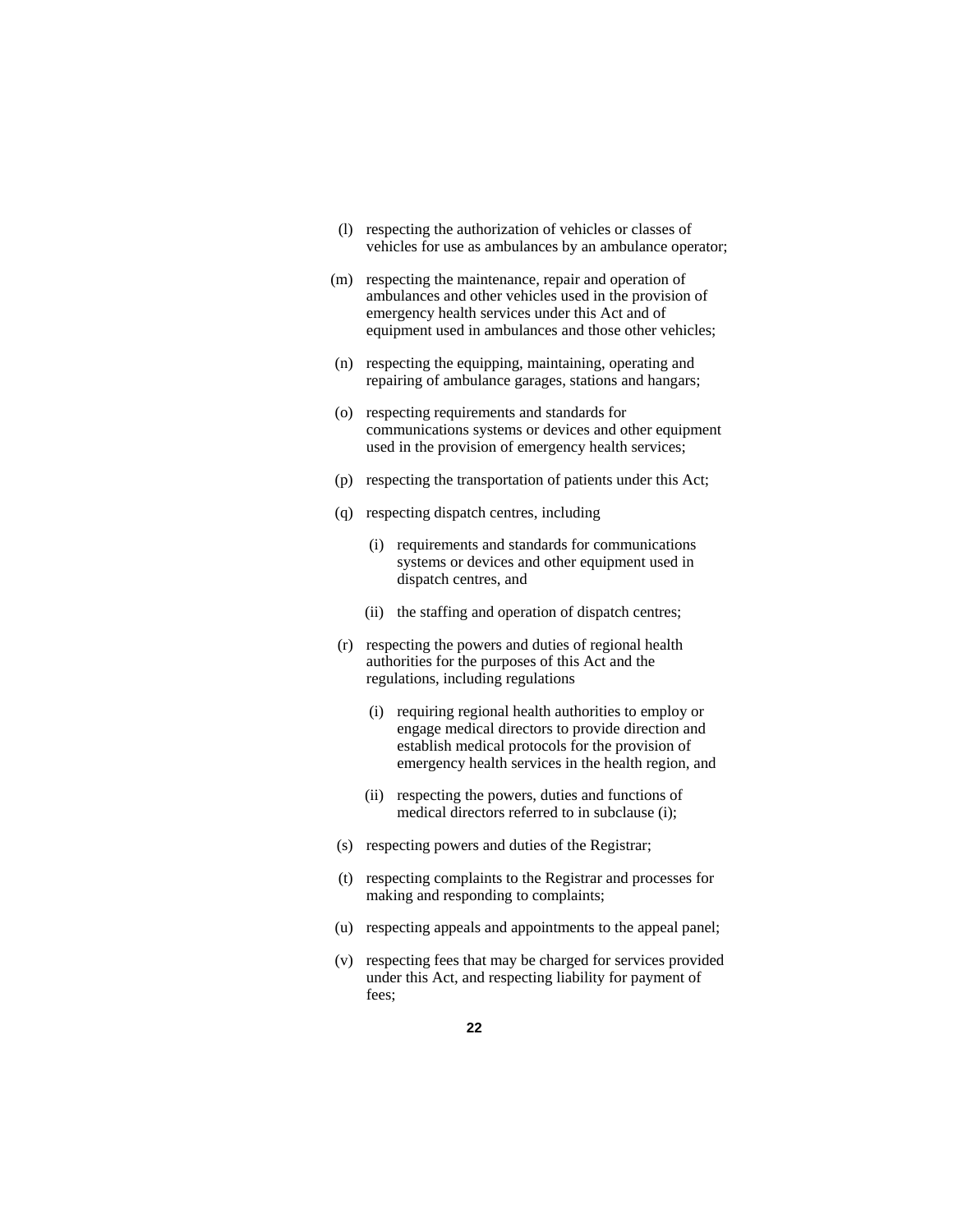(l) respecting the authorization of vehicles or classes of vehicles for use as ambulances by an ambulance operator;

(m) respecting the maintenance, repair and operation of ambulances and other vehicles used in the provision of emergency health services under this Act and of equipment used in ambulances and those other vehicles;

(n) respecting the equipping, maintaining, operating and repairing of ambulance garages, stations and hangars;

(o) respecting requirements and standards for communications systems or devices and other equipment used in the provision of emergency health services;

(p) respecting the transportation of patients under this Act;

(q) respecting dispatch centres, including

 (i) requirements and standards for communications systems or devices and other equipment used in dispatch centres, and

 (ii) the staffing and operation of dispatch centres;

(r) respecting the powers and duties of regional health authorities for the purposes of this Act and the regulations, including regulations

 (i) requiring regional health authorities to employ or engage medical directors to provide direction and establish medical protocols for the provision of emergency health services in the health region, and

 (ii) respecting the powers, duties and functions of medical directors referred to in subclause (i);

(s) respecting powers and duties of the Registrar;

(t) respecting complaints to the Registrar and processes for making and responding to complaints;

(u) respecting appeals and appointments to the appeal panel;

(v) respecting fees that may be charged for services provided under this Act, and respecting liability for payment of fees;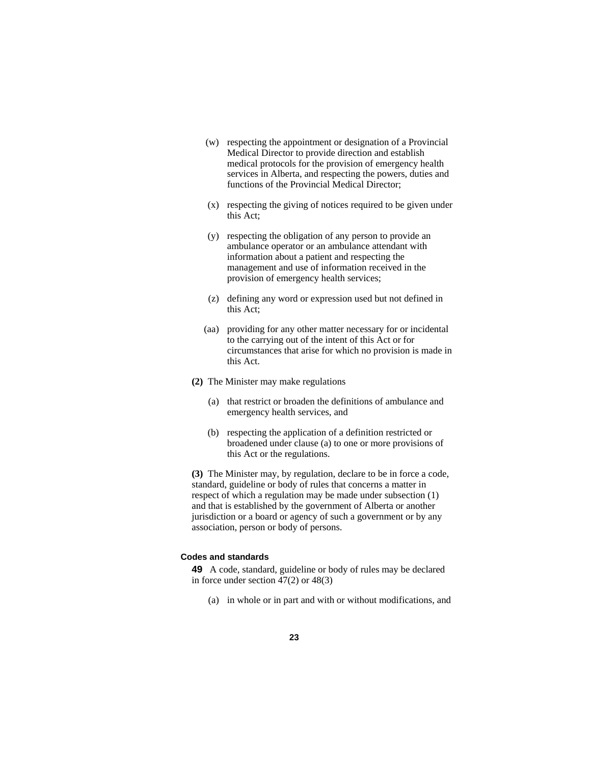(w) respecting the appointment or designation of a Provincial Medical Director to provide direction and establish medical protocols for the provision of emergency health services in Alberta, and respecting the powers, duties and functions of the Provincial Medical Director;

(x) respecting the giving of notices required to be given under this Act;

(y) respecting the obligation of any person to provide an ambulance operator or an ambulance attendant with information about a patient and respecting the management and use of information received in the provision of emergency health services;

(z) defining any word or expression used but not defined in this Act;

(aa) providing for any other matter necessary for or incidental to the carrying out of the intent of this Act or for circumstances that arise for which no provision is made in this Act.

**(2)** The Minister may make regulations

(a) that restrict or broaden the definitions of ambulance and emergency health services, and

(b) respecting the application of a definition restricted or broadened under clause (a) to one or more provisions of this Act or the regulations.

**(3)** The Minister may, by regulation, declare to be in force a code, standard, guideline or body of rules that concerns a matter in respect of which a regulation may be made under subsection (1) and that is established by the government of Alberta or another jurisdiction or a board or agency of such a government or by any association, person or body of persons.

#### Codes and standards

**49** A code, standard, guideline or body of rules may be declared in force under section 47(2) or 48(3)

(a) in whole or in part and with or without modifications, and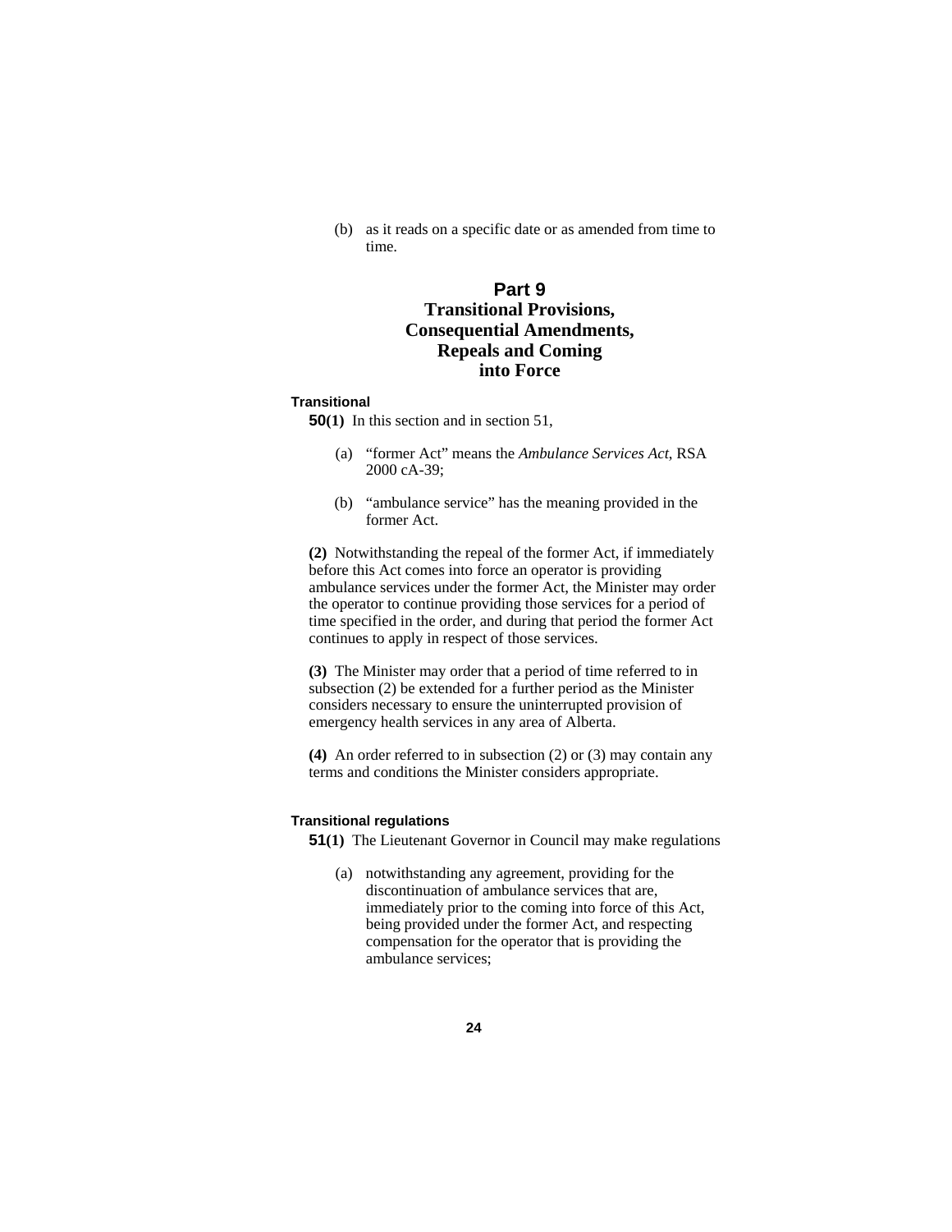(b) as it reads on a specific date or as amended from time to time.

## Part 9
## Transitional Provisions, Consequential Amendments, Repeals and Coming into Force

**Transitional**

**50(1)** In this section and in section 51,

(a) "former Act" means the *Ambulance Services Act*, RSA 2000 cA-39;

(b) "ambulance service" has the meaning provided in the former Act.

**(2)** Notwithstanding the repeal of the former Act, if immediately before this Act comes into force an operator is providing ambulance services under the former Act, the Minister may order the operator to continue providing those services for a period of time specified in the order, and during that period the former Act continues to apply in respect of those services.

**(3)** The Minister may order that a period of time referred to in subsection (2) be extended for a further period as the Minister considers necessary to ensure the uninterrupted provision of emergency health services in any area of Alberta.

**(4)** An order referred to in subsection (2) or (3) may contain any terms and conditions the Minister considers appropriate.

**Transitional regulations**

**51(1)** The Lieutenant Governor in Council may make regulations

(a) notwithstanding any agreement, providing for the discontinuation of ambulance services that are, immediately prior to the coming into force of this Act, being provided under the former Act, and respecting compensation for the operator that is providing the ambulance services;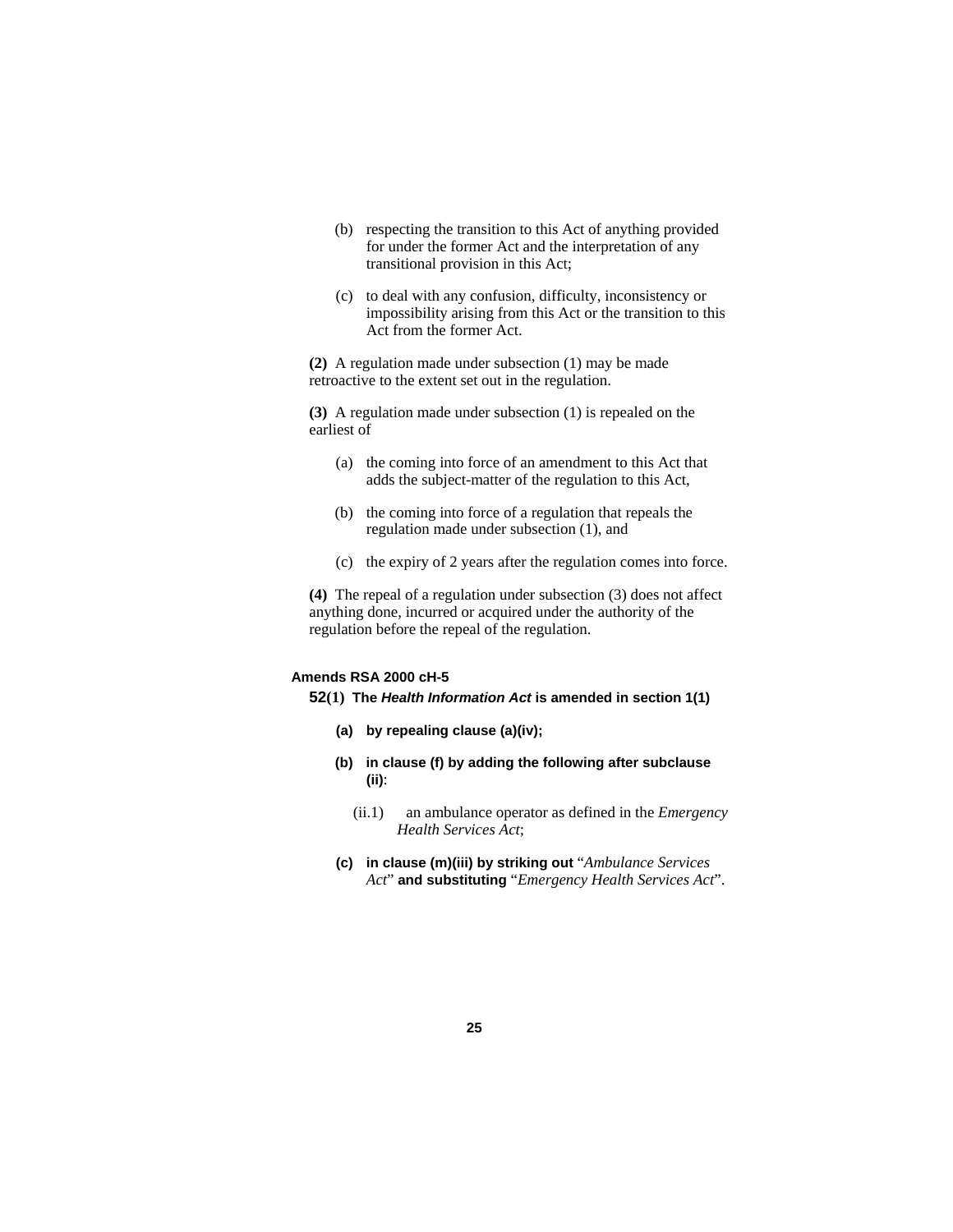(b) respecting the transition to this Act of anything provided for under the former Act and the interpretation of any transitional provision in this Act;

(c) to deal with any confusion, difficulty, inconsistency or impossibility arising from this Act or the transition to this Act from the former Act.

**(2)** A regulation made under subsection (1) may be made retroactive to the extent set out in the regulation.

**(3)** A regulation made under subsection (1) is repealed on the earliest of

(a) the coming into force of an amendment to this Act that adds the subject-matter of the regulation to this Act,

(b) the coming into force of a regulation that repeals the regulation made under subsection (1), and

(c) the expiry of 2 years after the regulation comes into force.

**(4)** The repeal of a regulation under subsection (3) does not affect anything done, incurred or acquired under the authority of the regulation before the repeal of the regulation.

#### Amends RSA 2000 cH-5

**52(1) The *Health Information Act* is amended in section 1(1)**

**(a) by repealing clause (a)(iv);**

**(b) in clause (f) by adding the following after subclause (ii)**:

(ii.1) an ambulance operator as defined in the *Emergency Health Services Act*;

**(c) in clause (m)(iii) by striking out** "*Ambulance Services Act*" **and substituting** "*Emergency Health Services Act*".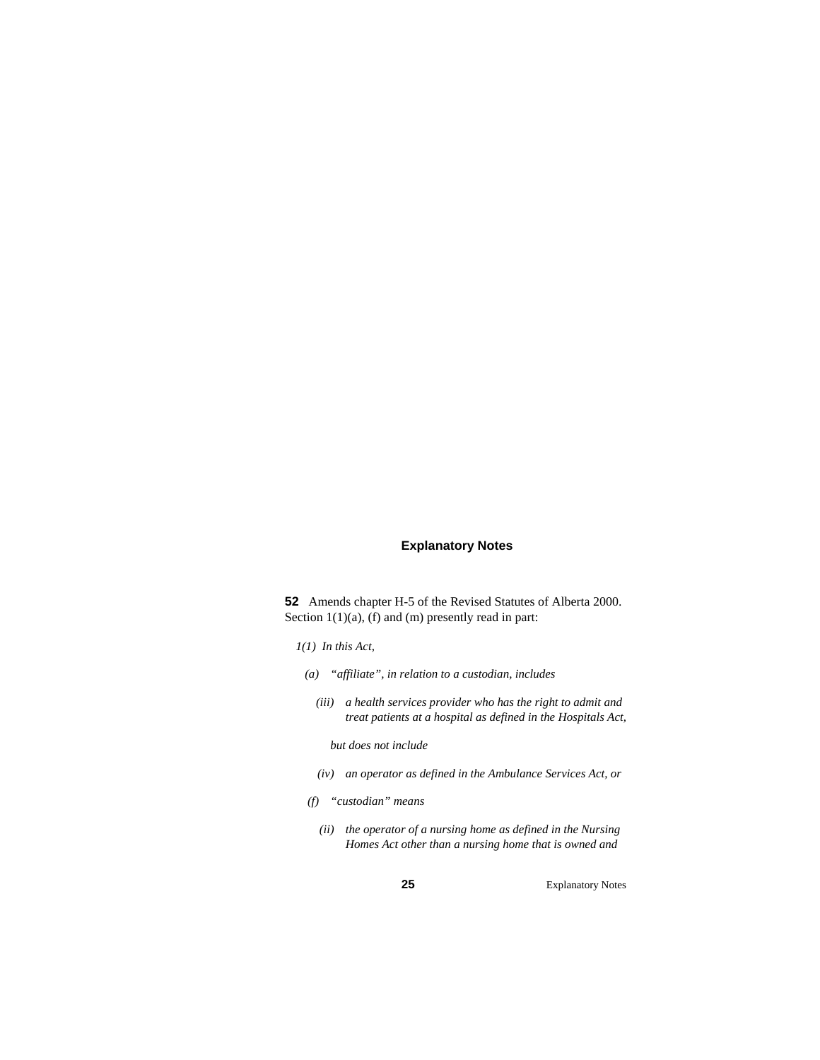## Explanatory Notes

**52** Amends chapter H-5 of the Revised Statutes of Alberta 2000. Section 1(1)(a), (f) and (m) presently read in part:

*1(1) In this Act,*

*(a) "affiliate", in relation to a custodian, includes*

*(iii) a health services provider who has the right to admit and treat patients at a hospital as defined in the Hospitals Act,*

*but does not include*

*(iv) an operator as defined in the Ambulance Services Act, or*

*(f) "custodian" means*

*(ii) the operator of a nursing home as defined in the Nursing Homes Act other than a nursing home that is owned and*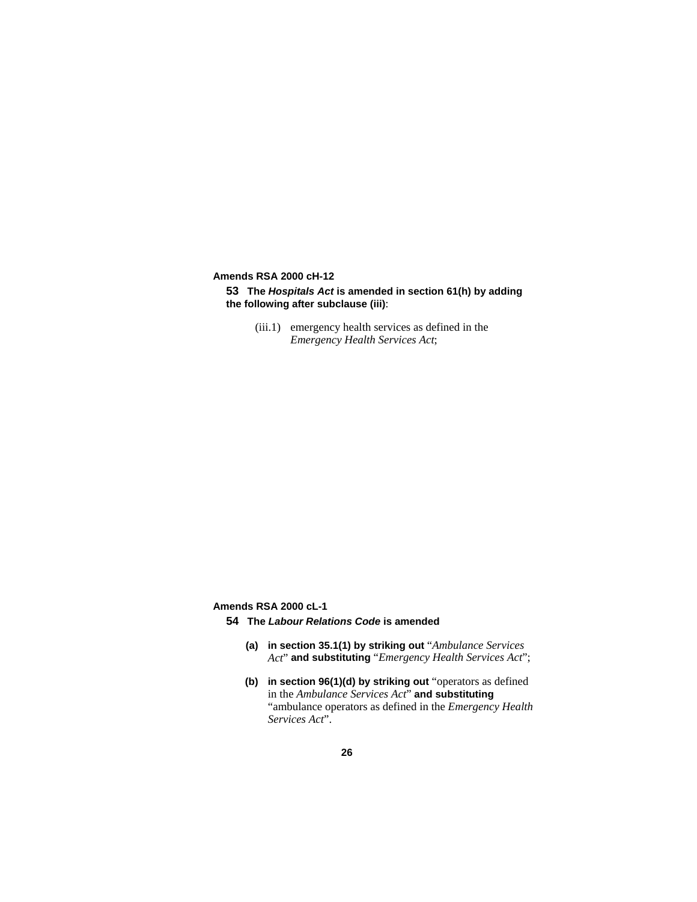**Amends RSA 2000 cH-12**

**53** **The *Hospitals Act* is amended in section 61(h) by adding the following after subclause (iii)**:

(iii.1) emergency health services as defined in the *Emergency Health Services Act*;

**Amends RSA 2000 cL-1**

**54** **The *Labour Relations Code* is amended**

**(a)** **in section 35.1(1) by striking out** "*Ambulance Services Act*" **and substituting** "*Emergency Health Services Act*";

**(b)** **in section 96(1)(d) by striking out** "operators as defined in the *Ambulance Services Act*" **and substituting** "ambulance operators as defined in the *Emergency Health Services Act*".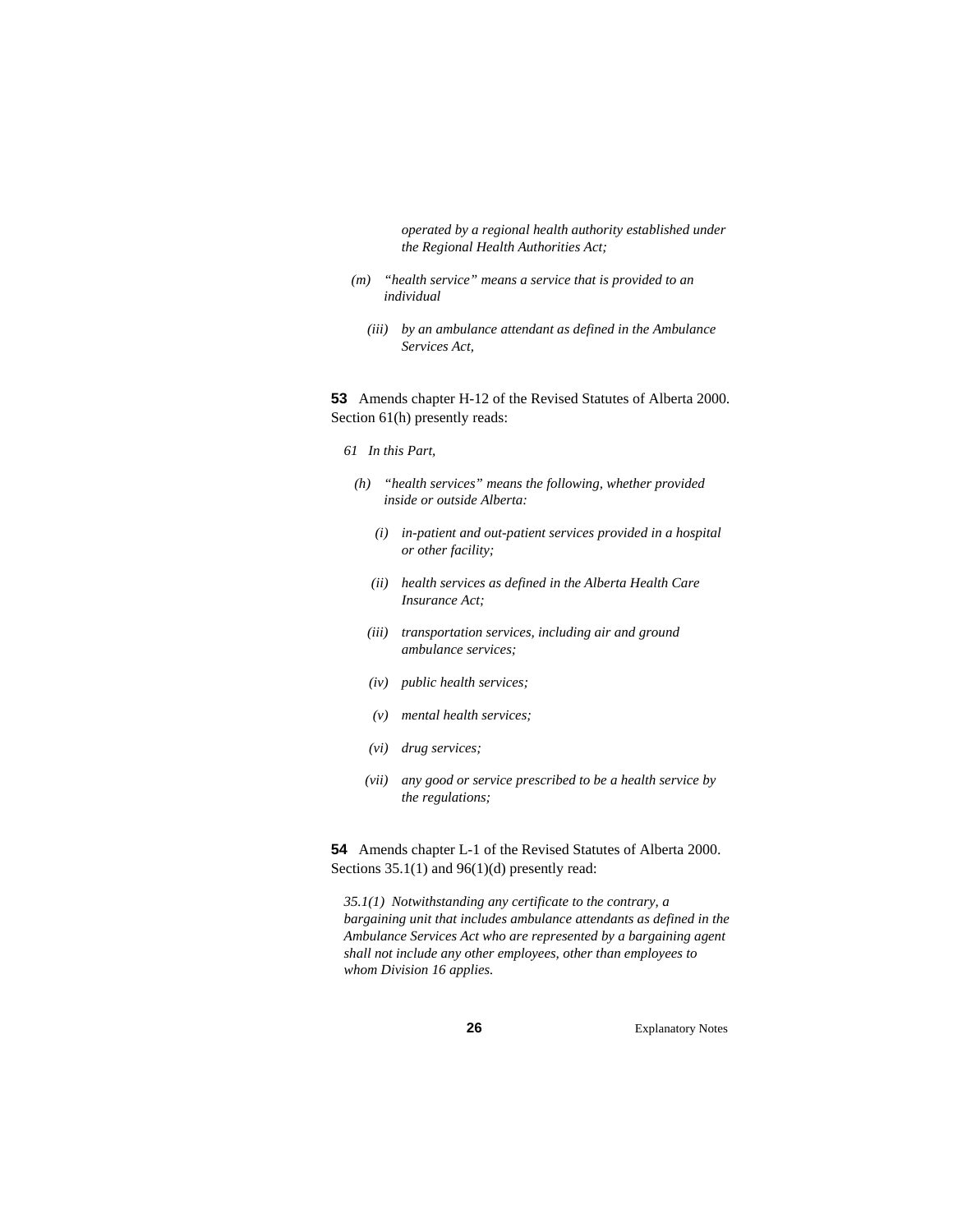*operated by a regional health authority established under the Regional Health Authorities Act;*

*(m) "health service" means a service that is provided to an individual*

*(iii) by an ambulance attendant as defined in the Ambulance Services Act,*

**53** Amends chapter H-12 of the Revised Statutes of Alberta 2000. Section 61(h) presently reads:

*61 In this Part,*

*(h) "health services" means the following, whether provided inside or outside Alberta:*

*(i) in-patient and out-patient services provided in a hospital or other facility;*

*(ii) health services as defined in the Alberta Health Care Insurance Act;*

*(iii) transportation services, including air and ground ambulance services;*

*(iv) public health services;*

*(v) mental health services;*

*(vi) drug services;*

*(vii) any good or service prescribed to be a health service by the regulations;*

**54** Amends chapter L-1 of the Revised Statutes of Alberta 2000. Sections 35.1(1) and 96(1)(d) presently read:

*35.1(1) Notwithstanding any certificate to the contrary, a bargaining unit that includes ambulance attendants as defined in the Ambulance Services Act who are represented by a bargaining agent shall not include any other employees, other than employees to whom Division 16 applies.*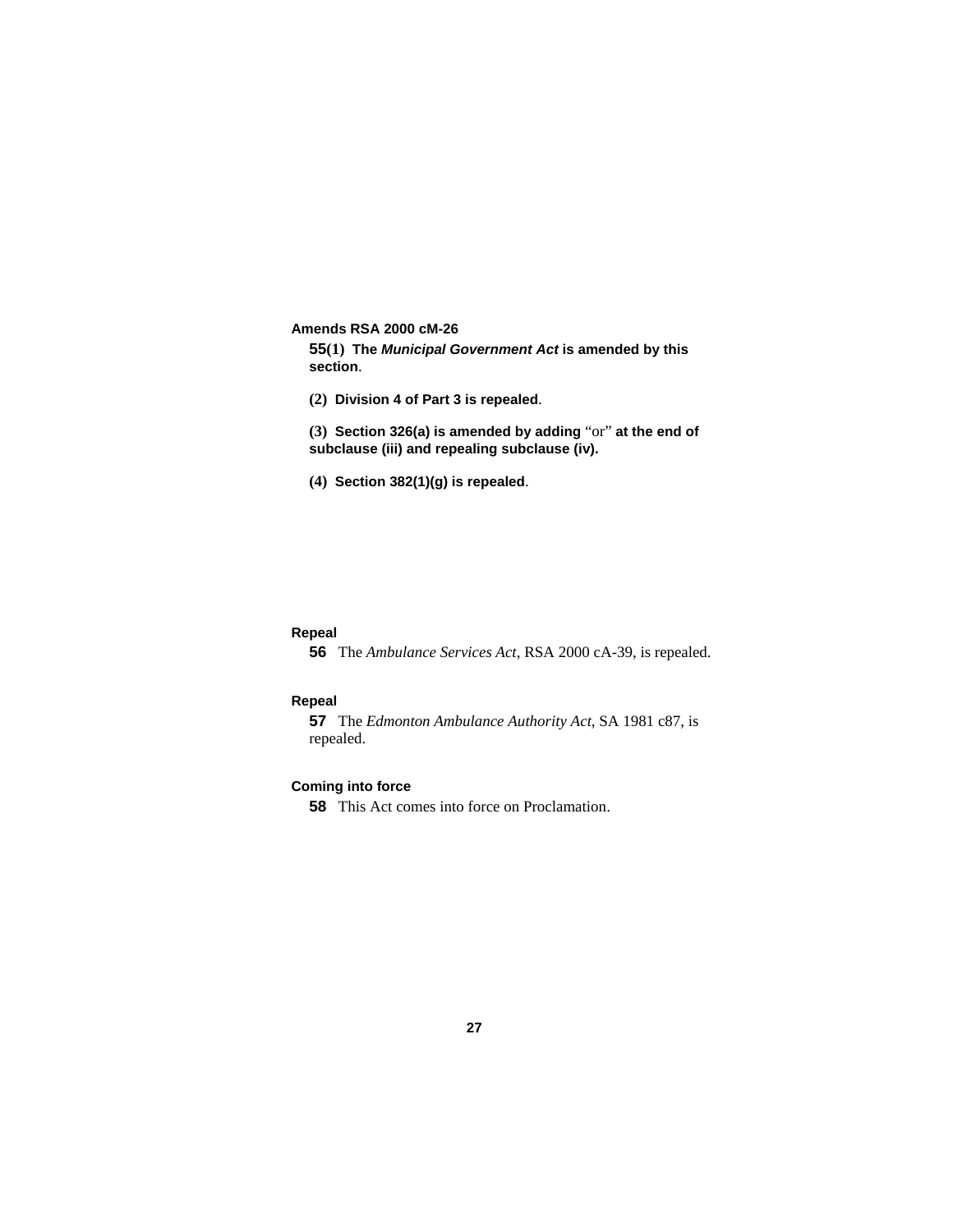**Amends RSA 2000 cM-26**

**55(1) The *Municipal Government Act* is amended by this section.**

**(2) Division 4 of Part 3 is repealed.**

**(3) Section 326(a) is amended by adding** "or" **at the end of subclause (iii) and repealing subclause (iv).**

**(4) Section 382(1)(g) is repealed.**

**Repeal**

**56** The *Ambulance Services Act*, RSA 2000 cA-39, is repealed.

**Repeal**

**57** The *Edmonton Ambulance Authority Act*, SA 1981 c87, is repealed.

**Coming into force**

**58** This Act comes into force on Proclamation.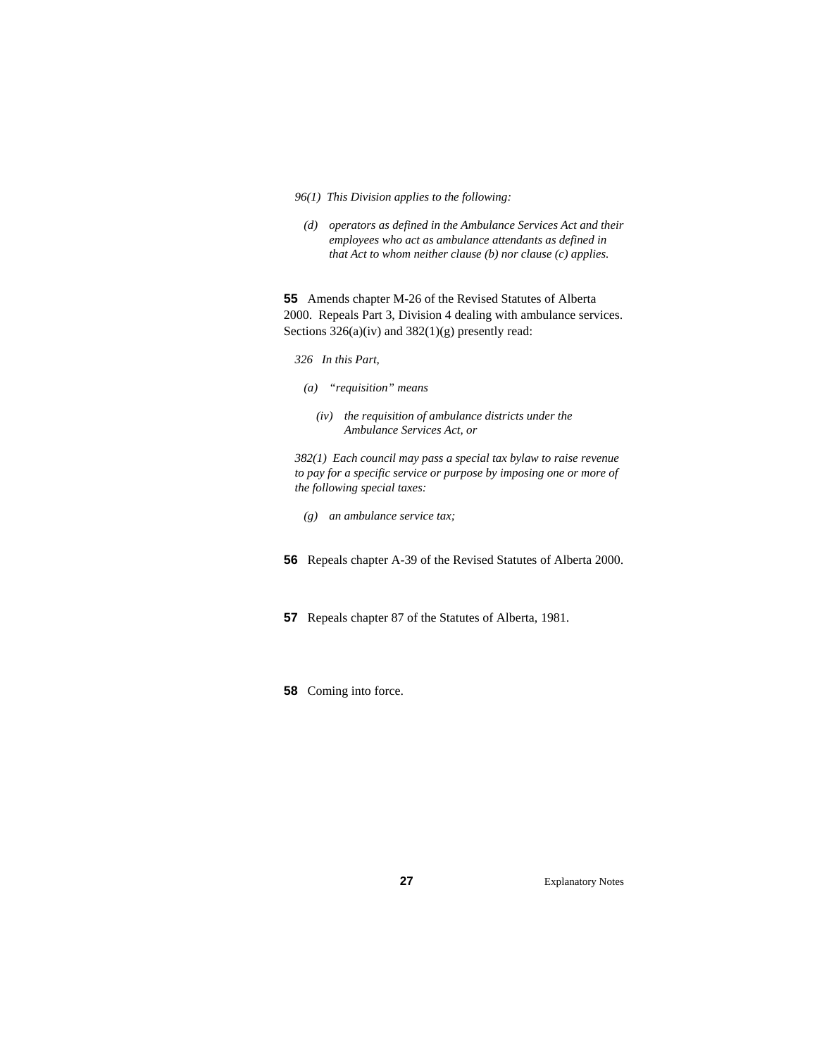*96(1) This Division applies to the following:*

*(d) operators as defined in the Ambulance Services Act and their employees who act as ambulance attendants as defined in that Act to whom neither clause (b) nor clause (c) applies.*

**55** Amends chapter M-26 of the Revised Statutes of Alberta 2000. Repeals Part 3, Division 4 dealing with ambulance services. Sections 326(a)(iv) and 382(1)(g) presently read:

*326 In this Part,*

*(a) "requisition" means*

*(iv) the requisition of ambulance districts under the Ambulance Services Act, or*

*382(1) Each council may pass a special tax bylaw to raise revenue to pay for a specific service or purpose by imposing one or more of the following special taxes:*

*(g) an ambulance service tax;*

**56** Repeals chapter A-39 of the Revised Statutes of Alberta 2000.

**57** Repeals chapter 87 of the Statutes of Alberta, 1981.

**58** Coming into force.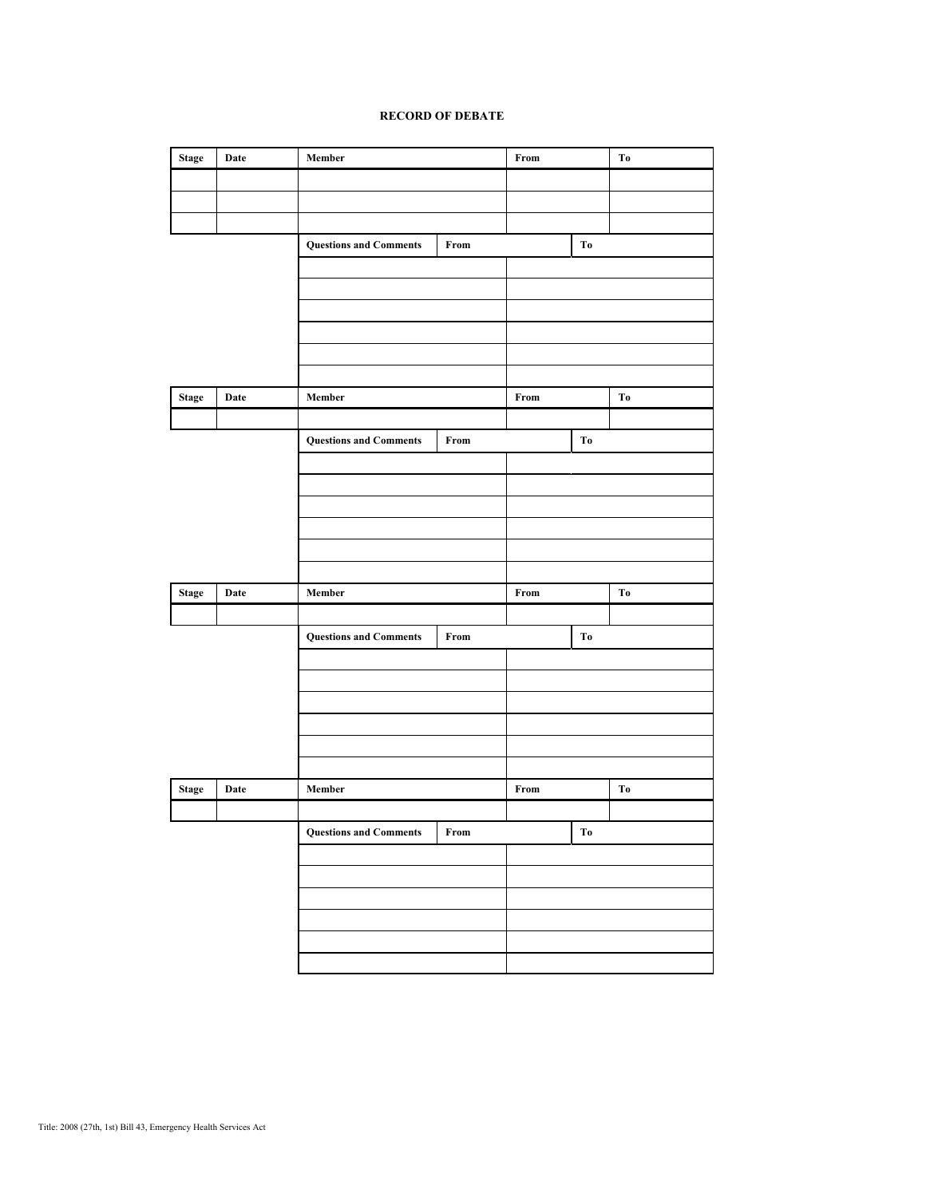**RECORD OF DEBATE**

| Stage | Date | Member | From | To |
|---|---|---|---|---|
| | | | | |
| | | | | |
| | | | | |

| Questions and Comments | From | To |
|---|---|---|
| | | |
| | | |
| | | |
| | | |
| | | |
| | | |

| Stage | Date | Member | From | To |
|---|---|---|---|---|
| | | | | |

| Questions and Comments | From | To |
|---|---|---|
| | | |
| | | |
| | | |
| | | |
| | | |
| | | |

| Stage | Date | Member | From | To |
|---|---|---|---|---|
| | | | | |

| Questions and Comments | From | To |
|---|---|---|
| | | |
| | | |
| | | |
| | | |
| | | |
| | | |

| Stage | Date | Member | From | To |
|---|---|---|---|---|
| | | | | |

| Questions and Comments | From | To |
|---|---|---|
| | | |
| | | |
| | | |
| | | |
| | | |
| | | |

Title: 2008 (27th, 1st) Bill 43, Emergency Health Services Act